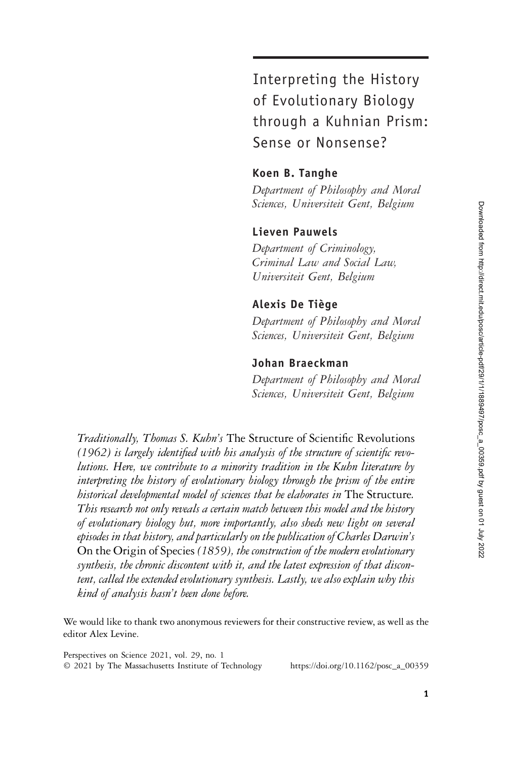# Interpreting the History of Evolutionary Biology through a Kuhnian Prism: Sense or Nonsense?

**Koen B. Tanghe**

*Department of Philosophy and Moral Sciences, Universiteit Gent, Belgium*

**Lieven Pauwels**

*Department of Criminology, Criminal Law and Social Law, Universiteit Gent, Belgium*

**Alexis De Tiège**

*Department of Philosophy and Moral Sciences, Universiteit Gent, Belgium*

**Johan Braeckman**

*Department of Philosophy and Moral Sciences, Universiteit Gent, Belgium*

*Traditionally, Thomas S. Kuhn's* The Structure of Scientific Revolutions *(1962) is largely identified with his analysis of the structure of scientific revolutions. Here, we contribute to a minority tradition in the Kuhn literature by interpreting the history of evolutionary biology through the prism of the entire historical developmental model of sciences that he elaborates in* The Structure*. This research not only reveals a certain match between this model and the history of evolutionary biology but, more importantly, also sheds new light on several episodes in that history, and particularly on the publication of Charles Darwin's* On the Origin of Species *(1859), the construction of the modern evolutionary synthesis, the chronic discontent with it, and the latest expression of that discontent, called the extended evolutionary synthesis. Lastly, we also explain why this kind of analysis hasn't been done before.*

We would like to thank two anonymous reviewers for their constructive review, as well as the editor Alex Levine.

Perspectives on Science 2021, vol. 29, no. 1
© 2021 by The Massachusetts Institute of Technology https://doi.org/10.1162/posc_a_00359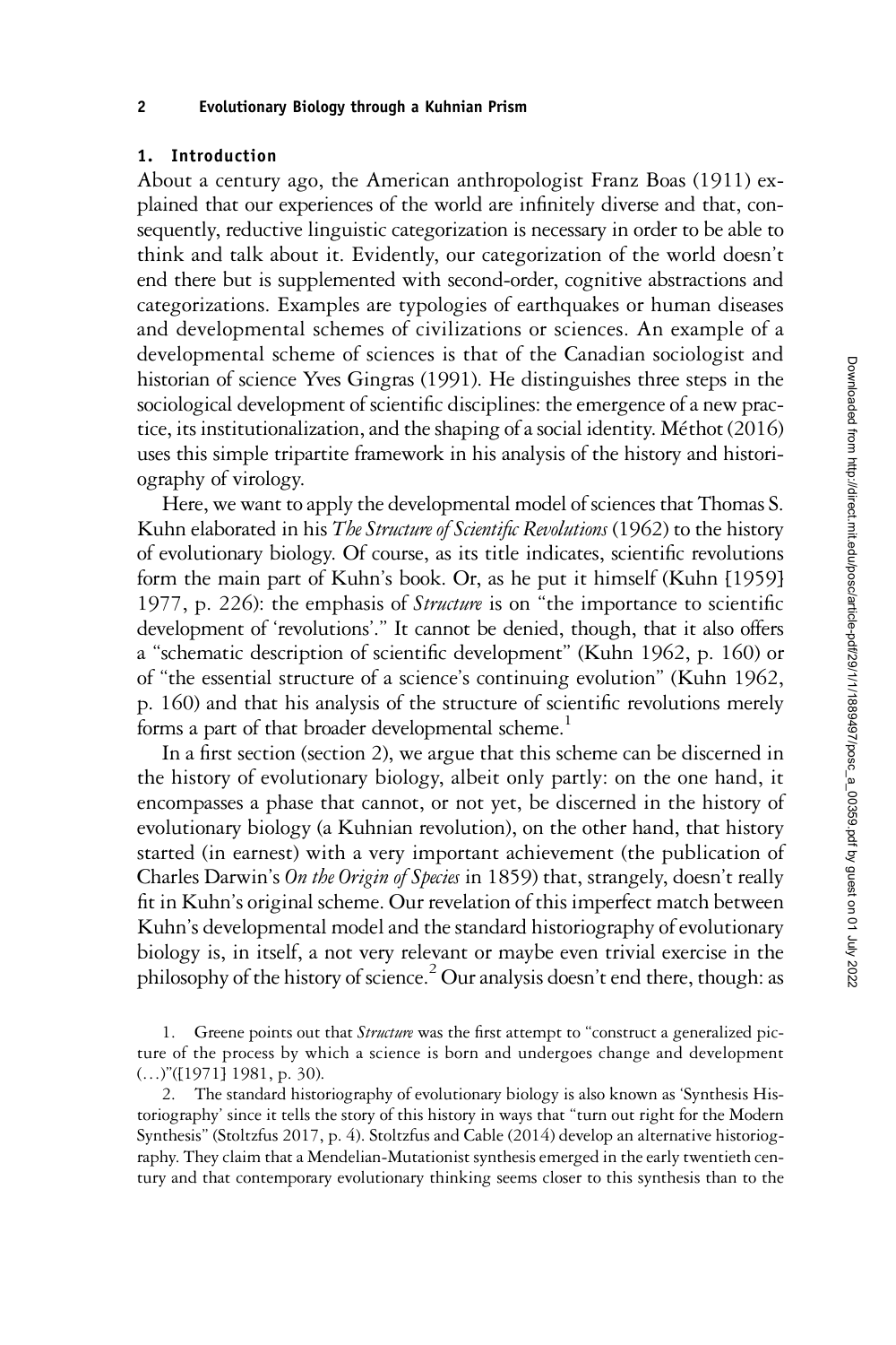## 1. Introduction

About a century ago, the American anthropologist Franz Boas (1911) explained that our experiences of the world are infinitely diverse and that, consequently, reductive linguistic categorization is necessary in order to be able to think and talk about it. Evidently, our categorization of the world doesn't end there but is supplemented with second-order, cognitive abstractions and categorizations. Examples are typologies of earthquakes or human diseases and developmental schemes of civilizations or sciences. An example of a developmental scheme of sciences is that of the Canadian sociologist and historian of science Yves Gingras (1991). He distinguishes three steps in the sociological development of scientific disciplines: the emergence of a new practice, its institutionalization, and the shaping of a social identity. Méthot (2016) uses this simple tripartite framework in his analysis of the history and historiography of virology.

Here, we want to apply the developmental model of sciences that Thomas S. Kuhn elaborated in his *The Structure of Scientific Revolutions* (1962) to the history of evolutionary biology. Of course, as its title indicates, scientific revolutions form the main part of Kuhn's book. Or, as he put it himself (Kuhn [1959] 1977, p. 226): the emphasis of *Structure* is on "the importance to scientific development of 'revolutions'." It cannot be denied, though, that it also offers a "schematic description of scientific development" (Kuhn 1962, p. 160) or of "the essential structure of a science's continuing evolution" (Kuhn 1962, p. 160) and that his analysis of the structure of scientific revolutions merely forms a part of that broader developmental scheme.[1]

In a first section (section 2), we argue that this scheme can be discerned in the history of evolutionary biology, albeit only partly: on the one hand, it encompasses a phase that cannot, or not yet, be discerned in the history of evolutionary biology (a Kuhnian revolution), on the other hand, that history started (in earnest) with a very important achievement (the publication of Charles Darwin's *On the Origin of Species* in 1859) that, strangely, doesn't really fit in Kuhn's original scheme. Our revelation of this imperfect match between Kuhn's developmental model and the standard historiography of evolutionary biology is, in itself, a not very relevant or maybe even trivial exercise in the philosophy of the history of science.[2] Our analysis doesn't end there, though: as

1. Greene points out that *Structure* was the first attempt to "construct a generalized picture of the process by which a science is born and undergoes change and development (…)"([1971] 1981, p. 30).

2. The standard historiography of evolutionary biology is also known as 'Synthesis Historiography' since it tells the story of this history in ways that "turn out right for the Modern Synthesis" (Stoltzfus 2017, p. 4). Stoltzfus and Cable (2014) develop an alternative historiography. They claim that a Mendelian-Mutationist synthesis emerged in the early twentieth century and that contemporary evolutionary thinking seems closer to this synthesis than to the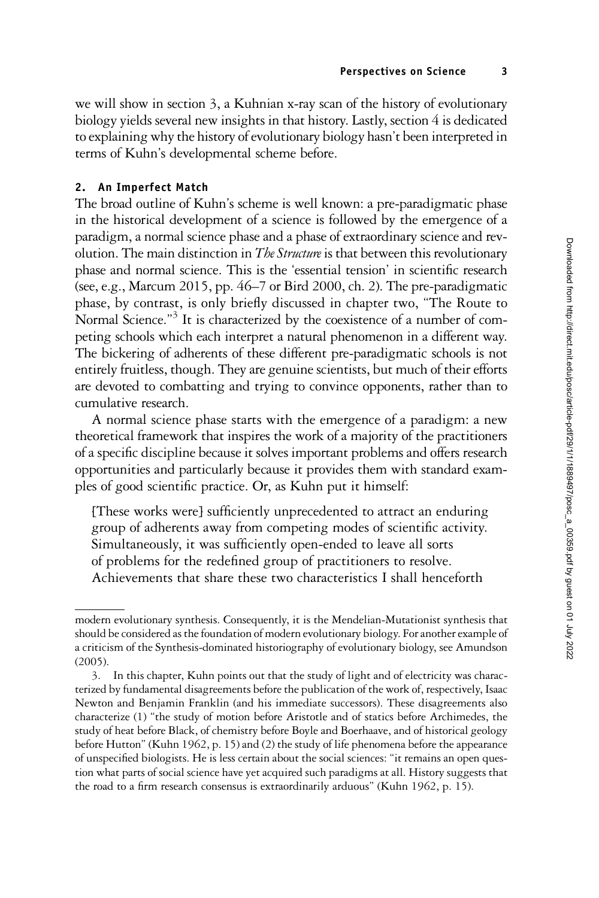we will show in section 3, a Kuhnian x-ray scan of the history of evolutionary biology yields several new insights in that history. Lastly, section 4 is dedicated to explaining why the history of evolutionary biology hasn't been interpreted in terms of Kuhn's developmental scheme before.

## 2. An Imperfect Match

The broad outline of Kuhn's scheme is well known: a pre-paradigmatic phase in the historical development of a science is followed by the emergence of a paradigm, a normal science phase and a phase of extraordinary science and revolution. The main distinction in *The Structure* is that between this revolutionary phase and normal science. This is the 'essential tension' in scientific research (see, e.g., Marcum 2015, pp. 46–7 or Bird 2000, ch. 2). The pre-paradigmatic phase, by contrast, is only briefly discussed in chapter two, "The Route to Normal Science."[3] It is characterized by the coexistence of a number of competing schools which each interpret a natural phenomenon in a different way. The bickering of adherents of these different pre-paradigmatic schools is not entirely fruitless, though. They are genuine scientists, but much of their efforts are devoted to combatting and trying to convince opponents, rather than to cumulative research.

A normal science phase starts with the emergence of a paradigm: a new theoretical framework that inspires the work of a majority of the practitioners of a specific discipline because it solves important problems and offers research opportunities and particularly because it provides them with standard examples of good scientific practice. Or, as Kuhn put it himself:

> [These works were] sufficiently unprecedented to attract an enduring group of adherents away from competing modes of scientific activity. Simultaneously, it was sufficiently open-ended to leave all sorts of problems for the redefined group of practitioners to resolve. Achievements that share these two characteristics I shall henceforth

---

modern evolutionary synthesis. Consequently, it is the Mendelian-Mutationist synthesis that should be considered as the foundation of modern evolutionary biology. For another example of a criticism of the Synthesis-dominated historiography of evolutionary biology, see Amundson (2005).

3. In this chapter, Kuhn points out that the study of light and of electricity was characterized by fundamental disagreements before the publication of the work of, respectively, Isaac Newton and Benjamin Franklin (and his immediate successors). These disagreements also characterize (1) "the study of motion before Aristotle and of statics before Archimedes, the study of heat before Black, of chemistry before Boyle and Boerhaave, and of historical geology before Hutton" (Kuhn 1962, p. 15) and (2) the study of life phenomena before the appearance of unspecified biologists. He is less certain about the social sciences: "it remains an open question what parts of social science have yet acquired such paradigms at all. History suggests that the road to a firm research consensus is extraordinarily arduous" (Kuhn 1962, p. 15).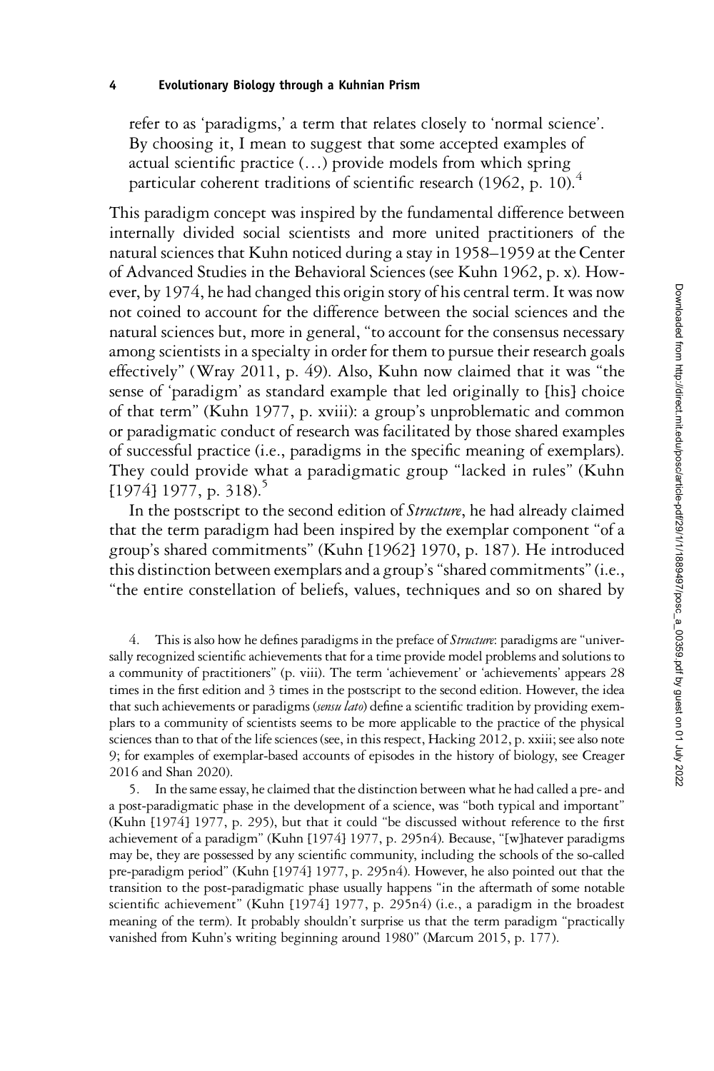refer to as 'paradigms,' a term that relates closely to 'normal science'. By choosing it, I mean to suggest that some accepted examples of actual scientific practice (…) provide models from which spring particular coherent traditions of scientific research (1962, p. 10).[4]

This paradigm concept was inspired by the fundamental difference between internally divided social scientists and more united practitioners of the natural sciences that Kuhn noticed during a stay in 1958–1959 at the Center of Advanced Studies in the Behavioral Sciences (see Kuhn 1962, p. x). However, by 1974, he had changed this origin story of his central term. It was now not coined to account for the difference between the social sciences and the natural sciences but, more in general, "to account for the consensus necessary among scientists in a specialty in order for them to pursue their research goals effectively" (Wray 2011, p. 49). Also, Kuhn now claimed that it was "the sense of 'paradigm' as standard example that led originally to [his] choice of that term" (Kuhn 1977, p. xviii): a group's unproblematic and common or paradigmatic conduct of research was facilitated by those shared examples of successful practice (i.e., paradigms in the specific meaning of exemplars). They could provide what a paradigmatic group "lacked in rules" (Kuhn [1974] 1977, p. 318).[5]

In the postscript to the second edition of *Structure*, he had already claimed that the term paradigm had been inspired by the exemplar component "of a group's shared commitments" (Kuhn [1962] 1970, p. 187). He introduced this distinction between exemplars and a group's "shared commitments" (i.e., "the entire constellation of beliefs, values, techniques and so on shared by

4. This is also how he defines paradigms in the preface of *Structure*: paradigms are "universally recognized scientific achievements that for a time provide model problems and solutions to a community of practitioners" (p. viii). The term 'achievement' or 'achievements' appears 28 times in the first edition and 3 times in the postscript to the second edition. However, the idea that such achievements or paradigms (*sensu lato*) define a scientific tradition by providing exemplars to a community of scientists seems to be more applicable to the practice of the physical sciences than to that of the life sciences (see, in this respect, Hacking 2012, p. xxiii; see also note 9; for examples of exemplar-based accounts of episodes in the history of biology, see Creager 2016 and Shan 2020).

5. In the same essay, he claimed that the distinction between what he had called a pre- and a post-paradigmatic phase in the development of a science, was "both typical and important" (Kuhn [1974] 1977, p. 295), but that it could "be discussed without reference to the first achievement of a paradigm" (Kuhn [1974] 1977, p. 295n4). Because, "[w]hatever paradigms may be, they are possessed by any scientific community, including the schools of the so-called pre-paradigm period" (Kuhn [1974] 1977, p. 295n4). However, he also pointed out that the transition to the post-paradigmatic phase usually happens "in the aftermath of some notable scientific achievement" (Kuhn [1974] 1977, p. 295n4) (i.e., a paradigm in the broadest meaning of the term). It probably shouldn't surprise us that the term paradigm "practically vanished from Kuhn's writing beginning around 1980" (Marcum 2015, p. 177).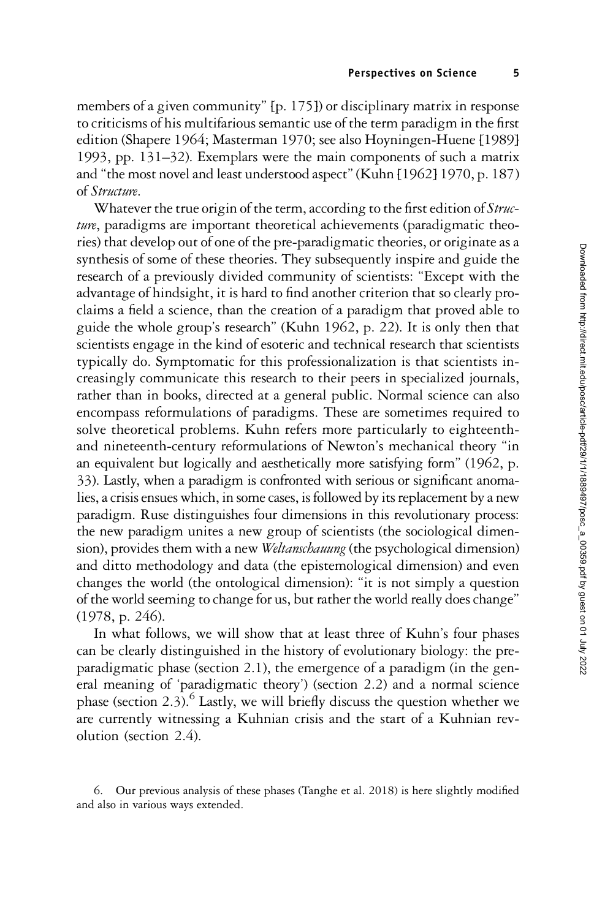members of a given community" [p. 175]) or disciplinary matrix in response to criticisms of his multifarious semantic use of the term paradigm in the first edition (Shapere 1964; Masterman 1970; see also Hoyningen-Huene [1989] 1993, pp. 131–32). Exemplars were the main components of such a matrix and "the most novel and least understood aspect" (Kuhn [1962] 1970, p. 187) of *Structure*.

Whatever the true origin of the term, according to the first edition of *Structure*, paradigms are important theoretical achievements (paradigmatic theories) that develop out of one of the pre-paradigmatic theories, or originate as a synthesis of some of these theories. They subsequently inspire and guide the research of a previously divided community of scientists: "Except with the advantage of hindsight, it is hard to find another criterion that so clearly proclaims a field a science, than the creation of a paradigm that proved able to guide the whole group's research" (Kuhn 1962, p. 22). It is only then that scientists engage in the kind of esoteric and technical research that scientists typically do. Symptomatic for this professionalization is that scientists increasingly communicate this research to their peers in specialized journals, rather than in books, directed at a general public. Normal science can also encompass reformulations of paradigms. These are sometimes required to solve theoretical problems. Kuhn refers more particularly to eighteenth- and nineteenth-century reformulations of Newton's mechanical theory "in an equivalent but logically and aesthetically more satisfying form" (1962, p. 33). Lastly, when a paradigm is confronted with serious or significant anomalies, a crisis ensues which, in some cases, is followed by its replacement by a new paradigm. Ruse distinguishes four dimensions in this revolutionary process: the new paradigm unites a new group of scientists (the sociological dimension), provides them with a new *Weltanschauung* (the psychological dimension) and ditto methodology and data (the epistemological dimension) and even changes the world (the ontological dimension): "it is not simply a question of the world seeming to change for us, but rather the world really does change" (1978, p. 246).

In what follows, we will show that at least three of Kuhn's four phases can be clearly distinguished in the history of evolutionary biology: the pre-paradigmatic phase (section 2.1), the emergence of a paradigm (in the general meaning of 'paradigmatic theory') (section 2.2) and a normal science phase (section 2.3).[6] Lastly, we will briefly discuss the question whether we are currently witnessing a Kuhnian crisis and the start of a Kuhnian revolution (section 2.4).

6. Our previous analysis of these phases (Tanghe et al. 2018) is here slightly modified and also in various ways extended.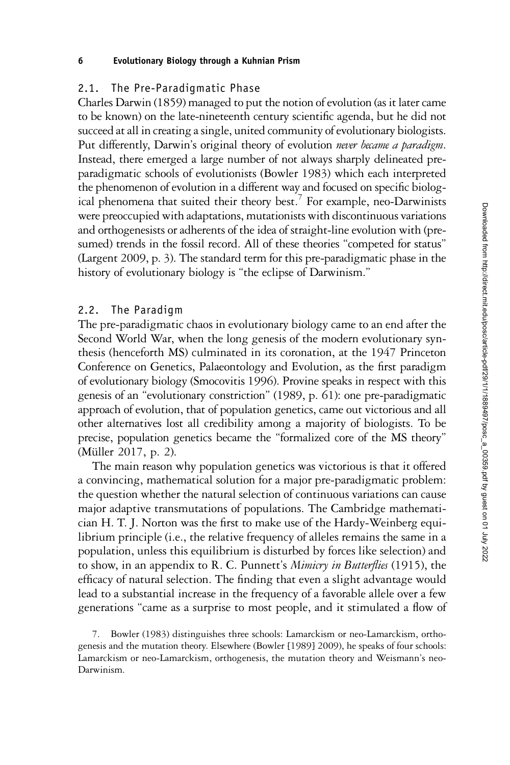## 2.1. The Pre-Paradigmatic Phase

Charles Darwin (1859) managed to put the notion of evolution (as it later came to be known) on the late-nineteenth century scientific agenda, but he did not succeed at all in creating a single, united community of evolutionary biologists. Put differently, Darwin's original theory of evolution *never became a paradigm*. Instead, there emerged a large number of not always sharply delineated pre-paradigmatic schools of evolutionists (Bowler 1983) which each interpreted the phenomenon of evolution in a different way and focused on specific biological phenomena that suited their theory best.[7] For example, neo-Darwinists were preoccupied with adaptations, mutationists with discontinuous variations and orthogenesists or adherents of the idea of straight-line evolution with (presumed) trends in the fossil record. All of these theories "competed for status" (Largent 2009, p. 3). The standard term for this pre-paradigmatic phase in the history of evolutionary biology is "the eclipse of Darwinism."

## 2.2. The Paradigm

The pre-paradigmatic chaos in evolutionary biology came to an end after the Second World War, when the long genesis of the modern evolutionary synthesis (henceforth MS) culminated in its coronation, at the 1947 Princeton Conference on Genetics, Palaeontology and Evolution, as the first paradigm of evolutionary biology (Smocovitis 1996). Provine speaks in respect with this genesis of an "evolutionary constriction" (1989, p. 61): one pre-paradigmatic approach of evolution, that of population genetics, came out victorious and all other alternatives lost all credibility among a majority of biologists. To be precise, population genetics became the "formalized core of the MS theory" (Müller 2017, p. 2).

The main reason why population genetics was victorious is that it offered a convincing, mathematical solution for a major pre-paradigmatic problem: the question whether the natural selection of continuous variations can cause major adaptive transmutations of populations. The Cambridge mathematician H. T. J. Norton was the first to make use of the Hardy-Weinberg equilibrium principle (i.e., the relative frequency of alleles remains the same in a population, unless this equilibrium is disturbed by forces like selection) and to show, in an appendix to R. C. Punnett's *Mimicry in Butterflies* (1915), the efficacy of natural selection. The finding that even a slight advantage would lead to a substantial increase in the frequency of a favorable allele over a few generations "came as a surprise to most people, and it stimulated a flow of

7. Bowler (1983) distinguishes three schools: Lamarckism or neo-Lamarckism, orthogenesis and the mutation theory. Elsewhere (Bowler [1989] 2009), he speaks of four schools: Lamarckism or neo-Lamarckism, orthogenesis, the mutation theory and Weismann's neo-Darwinism.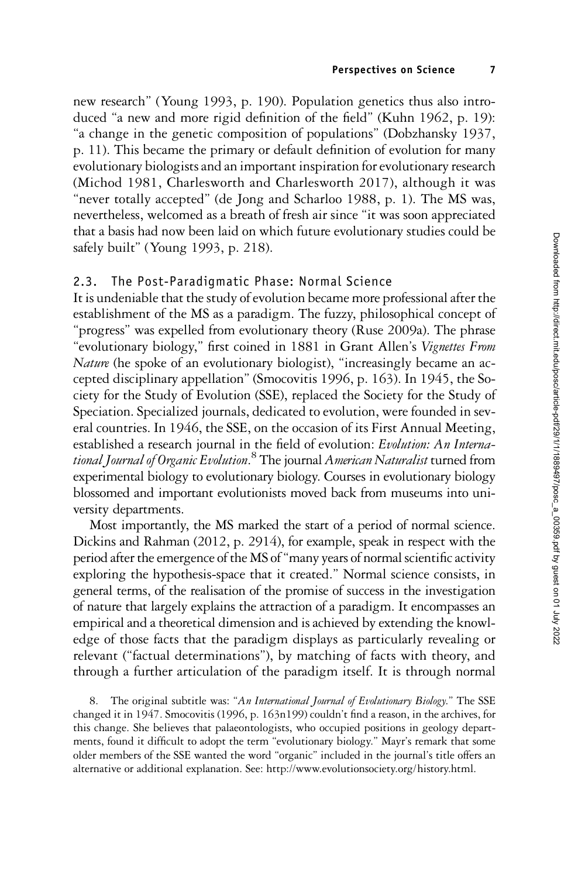new research" (Young 1993, p. 190). Population genetics thus also introduced "a new and more rigid definition of the field" (Kuhn 1962, p. 19): "a change in the genetic composition of populations" (Dobzhansky 1937, p. 11). This became the primary or default definition of evolution for many evolutionary biologists and an important inspiration for evolutionary research (Michod 1981, Charlesworth and Charlesworth 2017), although it was "never totally accepted" (de Jong and Scharloo 1988, p. 1). The MS was, nevertheless, welcomed as a breath of fresh air since "it was soon appreciated that a basis had now been laid on which future evolutionary studies could be safely built" (Young 1993, p. 218).

### 2.3. The Post-Paradigmatic Phase: Normal Science

It is undeniable that the study of evolution became more professional after the establishment of the MS as a paradigm. The fuzzy, philosophical concept of "progress" was expelled from evolutionary theory (Ruse 2009a). The phrase "evolutionary biology," first coined in 1881 in Grant Allen's *Vignettes From Nature* (he spoke of an evolutionary biologist), "increasingly became an accepted disciplinary appellation" (Smocovitis 1996, p. 163). In 1945, the Society for the Study of Evolution (SSE), replaced the Society for the Study of Speciation. Specialized journals, dedicated to evolution, were founded in several countries. In 1946, the SSE, on the occasion of its First Annual Meeting, established a research journal in the field of evolution: *Evolution: An International Journal of Organic Evolution*.[8] The journal *American Naturalist* turned from experimental biology to evolutionary biology. Courses in evolutionary biology blossomed and important evolutionists moved back from museums into university departments.

Most importantly, the MS marked the start of a period of normal science. Dickins and Rahman (2012, p. 2914), for example, speak in respect with the period after the emergence of the MS of "many years of normal scientific activity exploring the hypothesis-space that it created." Normal science consists, in general terms, of the realisation of the promise of success in the investigation of nature that largely explains the attraction of a paradigm. It encompasses an empirical and a theoretical dimension and is achieved by extending the knowledge of those facts that the paradigm displays as particularly revealing or relevant ("factual determinations"), by matching of facts with theory, and through a further articulation of the paradigm itself. It is through normal

8. The original subtitle was: "*An International Journal of Evolutionary Biology*." The SSE changed it in 1947. Smocovitis (1996, p. 163n199) couldn't find a reason, in the archives, for this change. She believes that palaeontologists, who occupied positions in geology departments, found it difficult to adopt the term "evolutionary biology." Mayr's remark that some older members of the SSE wanted the word "organic" included in the journal's title offers an alternative or additional explanation. See: http://www.evolutionsociety.org/history.html.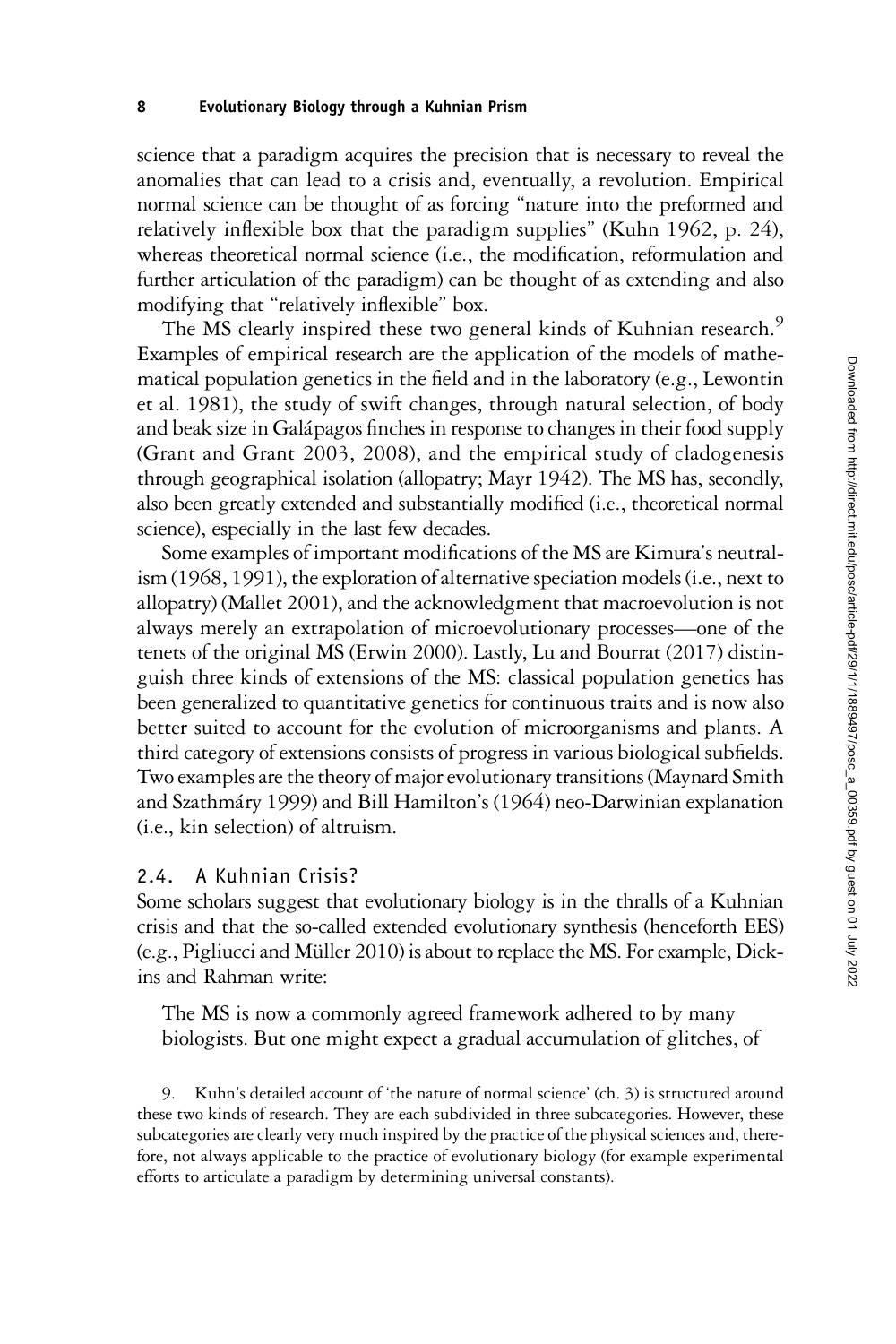science that a paradigm acquires the precision that is necessary to reveal the anomalies that can lead to a crisis and, eventually, a revolution. Empirical normal science can be thought of as forcing "nature into the preformed and relatively inflexible box that the paradigm supplies" (Kuhn 1962, p. 24), whereas theoretical normal science (i.e., the modification, reformulation and further articulation of the paradigm) can be thought of as extending and also modifying that "relatively inflexible" box.

The MS clearly inspired these two general kinds of Kuhnian research.[9] Examples of empirical research are the application of the models of mathematical population genetics in the field and in the laboratory (e.g., Lewontin et al. 1981), the study of swift changes, through natural selection, of body and beak size in Galápagos finches in response to changes in their food supply (Grant and Grant 2003, 2008), and the empirical study of cladogenesis through geographical isolation (allopatry; Mayr 1942). The MS has, secondly, also been greatly extended and substantially modified (i.e., theoretical normal science), especially in the last few decades.

Some examples of important modifications of the MS are Kimura's neutralism (1968, 1991), the exploration of alternative speciation models (i.e., next to allopatry) (Mallet 2001), and the acknowledgment that macroevolution is not always merely an extrapolation of microevolutionary processes—one of the tenets of the original MS (Erwin 2000). Lastly, Lu and Bourrat (2017) distinguish three kinds of extensions of the MS: classical population genetics has been generalized to quantitative genetics for continuous traits and is now also better suited to account for the evolution of microorganisms and plants. A third category of extensions consists of progress in various biological subfields. Two examples are the theory of major evolutionary transitions (Maynard Smith and Szathmáry 1999) and Bill Hamilton's (1964) neo-Darwinian explanation (i.e., kin selection) of altruism.

## 2.4. A Kuhnian Crisis?

Some scholars suggest that evolutionary biology is in the thralls of a Kuhnian crisis and that the so-called extended evolutionary synthesis (henceforth EES) (e.g., Pigliucci and Müller 2010) is about to replace the MS. For example, Dickins and Rahman write:

> The MS is now a commonly agreed framework adhered to by many biologists. But one might expect a gradual accumulation of glitches, of

9. Kuhn's detailed account of 'the nature of normal science' (ch. 3) is structured around these two kinds of research. They are each subdivided in three subcategories. However, these subcategories are clearly very much inspired by the practice of the physical sciences and, therefore, not always applicable to the practice of evolutionary biology (for example experimental efforts to articulate a paradigm by determining universal constants).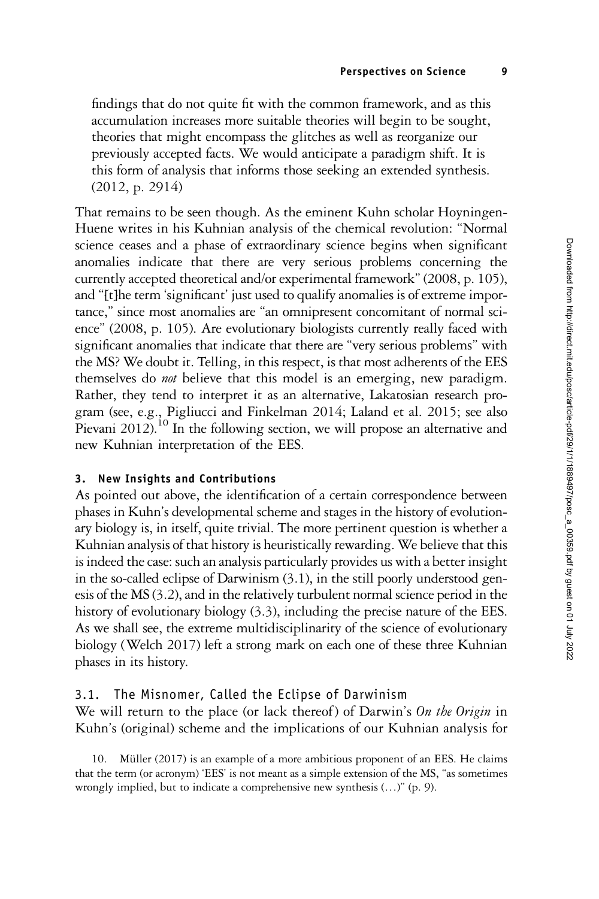> findings that do not quite fit with the common framework, and as this accumulation increases more suitable theories will begin to be sought, theories that might encompass the glitches as well as reorganize our previously accepted facts. We would anticipate a paradigm shift. It is this form of analysis that informs those seeking an extended synthesis. (2012, p. 2914)

That remains to be seen though. As the eminent Kuhn scholar Hoyningen-Huene writes in his Kuhnian analysis of the chemical revolution: "Normal science ceases and a phase of extraordinary science begins when significant anomalies indicate that there are very serious problems concerning the currently accepted theoretical and/or experimental framework" (2008, p. 105), and "[t]he term 'significant' just used to qualify anomalies is of extreme importance," since most anomalies are "an omnipresent concomitant of normal science" (2008, p. 105). Are evolutionary biologists currently really faced with significant anomalies that indicate that there are "very serious problems" with the MS? We doubt it. Telling, in this respect, is that most adherents of the EES themselves do *not* believe that this model is an emerging, new paradigm. Rather, they tend to interpret it as an alternative, Lakatosian research program (see, e.g., Pigliucci and Finkelman 2014; Laland et al. 2015; see also Pievani 2012).[10] In the following section, we will propose an alternative and new Kuhnian interpretation of the EES.

## 3. New Insights and Contributions

As pointed out above, the identification of a certain correspondence between phases in Kuhn's developmental scheme and stages in the history of evolutionary biology is, in itself, quite trivial. The more pertinent question is whether a Kuhnian analysis of that history is heuristically rewarding. We believe that this is indeed the case: such an analysis particularly provides us with a better insight in the so-called eclipse of Darwinism (3.1), in the still poorly understood genesis of the MS (3.2), and in the relatively turbulent normal science period in the history of evolutionary biology (3.3), including the precise nature of the EES. As we shall see, the extreme multidisciplinarity of the science of evolutionary biology (Welch 2017) left a strong mark on each one of these three Kuhnian phases in its history.

### 3.1. The Misnomer, Called the Eclipse of Darwinism

We will return to the place (or lack thereof) of Darwin's *On the Origin* in Kuhn's (original) scheme and the implications of our Kuhnian analysis for

10. Müller (2017) is an example of a more ambitious proponent of an EES. He claims that the term (or acronym) 'EES' is not meant as a simple extension of the MS, "as sometimes wrongly implied, but to indicate a comprehensive new synthesis (…)" (p. 9).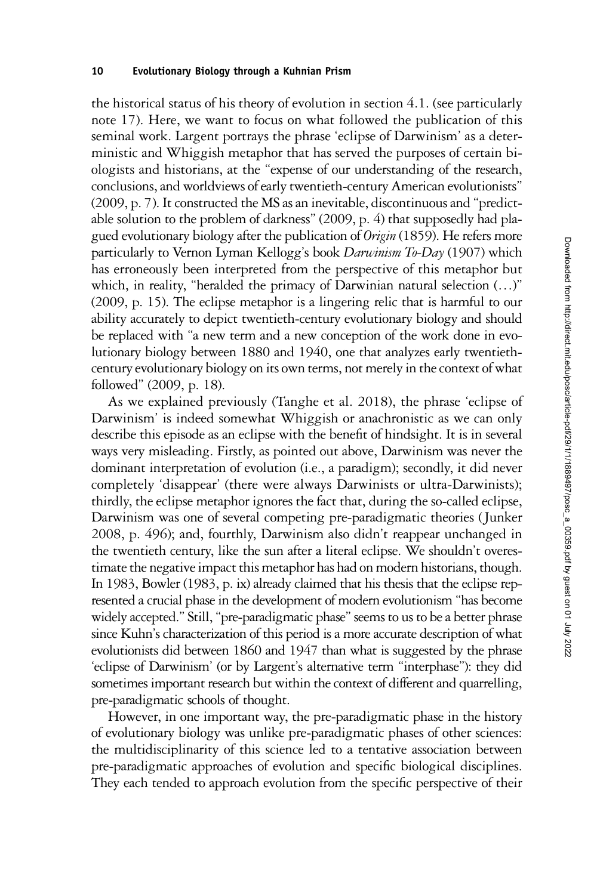the historical status of his theory of evolution in section 4.1. (see particularly note 17). Here, we want to focus on what followed the publication of this seminal work. Largent portrays the phrase 'eclipse of Darwinism' as a deterministic and Whiggish metaphor that has served the purposes of certain biologists and historians, at the "expense of our understanding of the research, conclusions, and worldviews of early twentieth-century American evolutionists" (2009, p. 7). It constructed the MS as an inevitable, discontinuous and "predictable solution to the problem of darkness" (2009, p. 4) that supposedly had plagued evolutionary biology after the publication of *Origin* (1859). He refers more particularly to Vernon Lyman Kellogg's book *Darwinism To-Day* (1907) which has erroneously been interpreted from the perspective of this metaphor but which, in reality, "heralded the primacy of Darwinian natural selection (...)" (2009, p. 15). The eclipse metaphor is a lingering relic that is harmful to our ability accurately to depict twentieth-century evolutionary biology and should be replaced with "a new term and a new conception of the work done in evolutionary biology between 1880 and 1940, one that analyzes early twentieth-century evolutionary biology on its own terms, not merely in the context of what followed" (2009, p. 18).

As we explained previously (Tanghe et al. 2018), the phrase 'eclipse of Darwinism' is indeed somewhat Whiggish or anachronistic as we can only describe this episode as an eclipse with the benefit of hindsight. It is in several ways very misleading. Firstly, as pointed out above, Darwinism was never the dominant interpretation of evolution (i.e., a paradigm); secondly, it did never completely 'disappear' (there were always Darwinists or ultra-Darwinists); thirdly, the eclipse metaphor ignores the fact that, during the so-called eclipse, Darwinism was one of several competing pre-paradigmatic theories (Junker 2008, p. 496); and, fourthly, Darwinism also didn't reappear unchanged in the twentieth century, like the sun after a literal eclipse. We shouldn't overestimate the negative impact this metaphor has had on modern historians, though. In 1983, Bowler (1983, p. ix) already claimed that his thesis that the eclipse represented a crucial phase in the development of modern evolutionism "has become widely accepted." Still, "pre-paradigmatic phase" seems to us to be a better phrase since Kuhn's characterization of this period is a more accurate description of what evolutionists did between 1860 and 1947 than what is suggested by the phrase 'eclipse of Darwinism' (or by Largent's alternative term "interphase"): they did sometimes important research but within the context of different and quarrelling, pre-paradigmatic schools of thought.

However, in one important way, the pre-paradigmatic phase in the history of evolutionary biology was unlike pre-paradigmatic phases of other sciences: the multidisciplinarity of this science led to a tentative association between pre-paradigmatic approaches of evolution and specific biological disciplines. They each tended to approach evolution from the specific perspective of their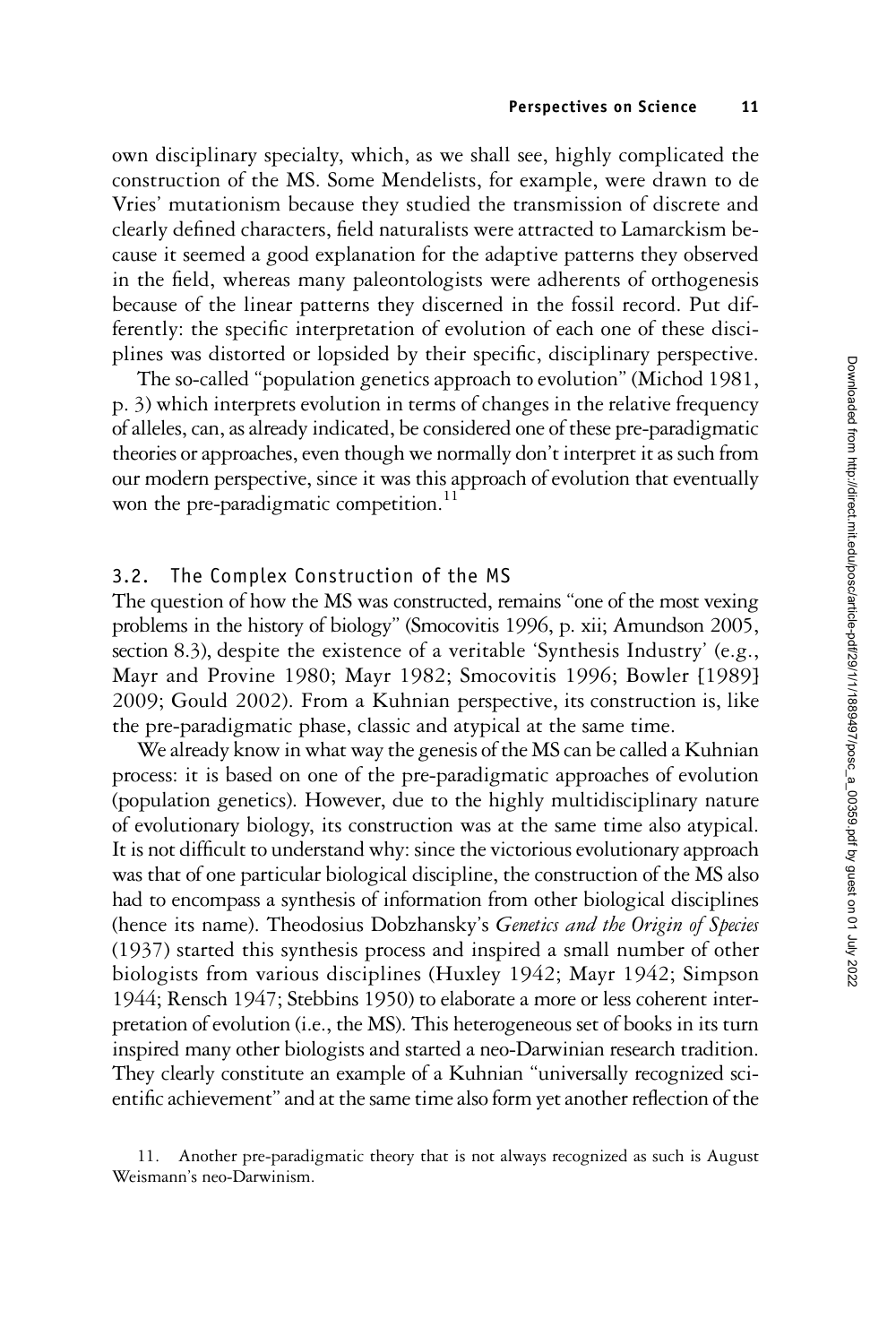own disciplinary specialty, which, as we shall see, highly complicated the construction of the MS. Some Mendelists, for example, were drawn to de Vries' mutationism because they studied the transmission of discrete and clearly defined characters, field naturalists were attracted to Lamarckism because it seemed a good explanation for the adaptive patterns they observed in the field, whereas many paleontologists were adherents of orthogenesis because of the linear patterns they discerned in the fossil record. Put differently: the specific interpretation of evolution of each one of these disciplines was distorted or lopsided by their specific, disciplinary perspective.

The so-called "population genetics approach to evolution" (Michod 1981, p. 3) which interprets evolution in terms of changes in the relative frequency of alleles, can, as already indicated, be considered one of these pre-paradigmatic theories or approaches, even though we normally don't interpret it as such from our modern perspective, since it was this approach of evolution that eventually won the pre-paradigmatic competition.[11]

### 3.2. The Complex Construction of the MS

The question of how the MS was constructed, remains "one of the most vexing problems in the history of biology" (Smocovitis 1996, p. xii; Amundson 2005, section 8.3), despite the existence of a veritable 'Synthesis Industry' (e.g., Mayr and Provine 1980; Mayr 1982; Smocovitis 1996; Bowler [1989] 2009; Gould 2002). From a Kuhnian perspective, its construction is, like the pre-paradigmatic phase, classic and atypical at the same time.

We already know in what way the genesis of the MS can be called a Kuhnian process: it is based on one of the pre-paradigmatic approaches of evolution (population genetics). However, due to the highly multidisciplinary nature of evolutionary biology, its construction was at the same time also atypical. It is not difficult to understand why: since the victorious evolutionary approach was that of one particular biological discipline, the construction of the MS also had to encompass a synthesis of information from other biological disciplines (hence its name). Theodosius Dobzhansky's *Genetics and the Origin of Species* (1937) started this synthesis process and inspired a small number of other biologists from various disciplines (Huxley 1942; Mayr 1942; Simpson 1944; Rensch 1947; Stebbins 1950) to elaborate a more or less coherent interpretation of evolution (i.e., the MS). This heterogeneous set of books in its turn inspired many other biologists and started a neo-Darwinian research tradition. They clearly constitute an example of a Kuhnian "universally recognized scientific achievement" and at the same time also form yet another reflection of the

11. Another pre-paradigmatic theory that is not always recognized as such is August Weismann's neo-Darwinism.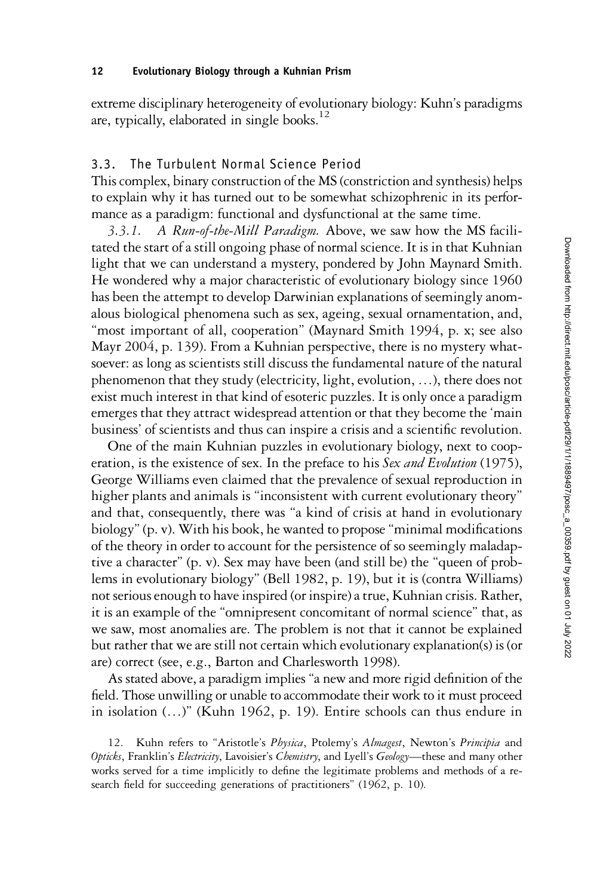extreme disciplinary heterogeneity of evolutionary biology: Kuhn's paradigms are, typically, elaborated in single books.[12]

### 3.3. The Turbulent Normal Science Period

This complex, binary construction of the MS (constriction and synthesis) helps to explain why it has turned out to be somewhat schizophrenic in its performance as a paradigm: functional and dysfunctional at the same time.

*3.3.1. A Run-of-the-Mill Paradigm.* Above, we saw how the MS facilitated the start of a still ongoing phase of normal science. It is in that Kuhnian light that we can understand a mystery, pondered by John Maynard Smith. He wondered why a major characteristic of evolutionary biology since 1960 has been the attempt to develop Darwinian explanations of seemingly anomalous biological phenomena such as sex, ageing, sexual ornamentation, and, "most important of all, cooperation" (Maynard Smith 1994, p. x; see also Mayr 2004, p. 139). From a Kuhnian perspective, there is no mystery whatsoever: as long as scientists still discuss the fundamental nature of the natural phenomenon that they study (electricity, light, evolution, …), there does not exist much interest in that kind of esoteric puzzles. It is only once a paradigm emerges that they attract widespread attention or that they become the 'main business' of scientists and thus can inspire a crisis and a scientific revolution.

One of the main Kuhnian puzzles in evolutionary biology, next to cooperation, is the existence of sex. In the preface to his *Sex and Evolution* (1975), George Williams even claimed that the prevalence of sexual reproduction in higher plants and animals is "inconsistent with current evolutionary theory" and that, consequently, there was "a kind of crisis at hand in evolutionary biology" (p. v). With his book, he wanted to propose "minimal modifications of the theory in order to account for the persistence of so seemingly maladaptive a character" (p. v). Sex may have been (and still be) the "queen of problems in evolutionary biology" (Bell 1982, p. 19), but it is (contra Williams) not serious enough to have inspired (or inspire) a true, Kuhnian crisis. Rather, it is an example of the "omnipresent concomitant of normal science" that, as we saw, most anomalies are. The problem is not that it cannot be explained but rather that we are still not certain which evolutionary explanation(s) is (or are) correct (see, e.g., Barton and Charlesworth 1998).

As stated above, a paradigm implies "a new and more rigid definition of the field. Those unwilling or unable to accommodate their work to it must proceed in isolation (…)" (Kuhn 1962, p. 19). Entire schools can thus endure in

12. Kuhn refers to "Aristotle's *Physica*, Ptolemy's *Almagest*, Newton's *Principia* and *Opticks*, Franklin's *Electricity*, Lavoisier's *Chemistry*, and Lyell's *Geology*—these and many other works served for a time implicitly to define the legitimate problems and methods of a research field for succeeding generations of practitioners" (1962, p. 10).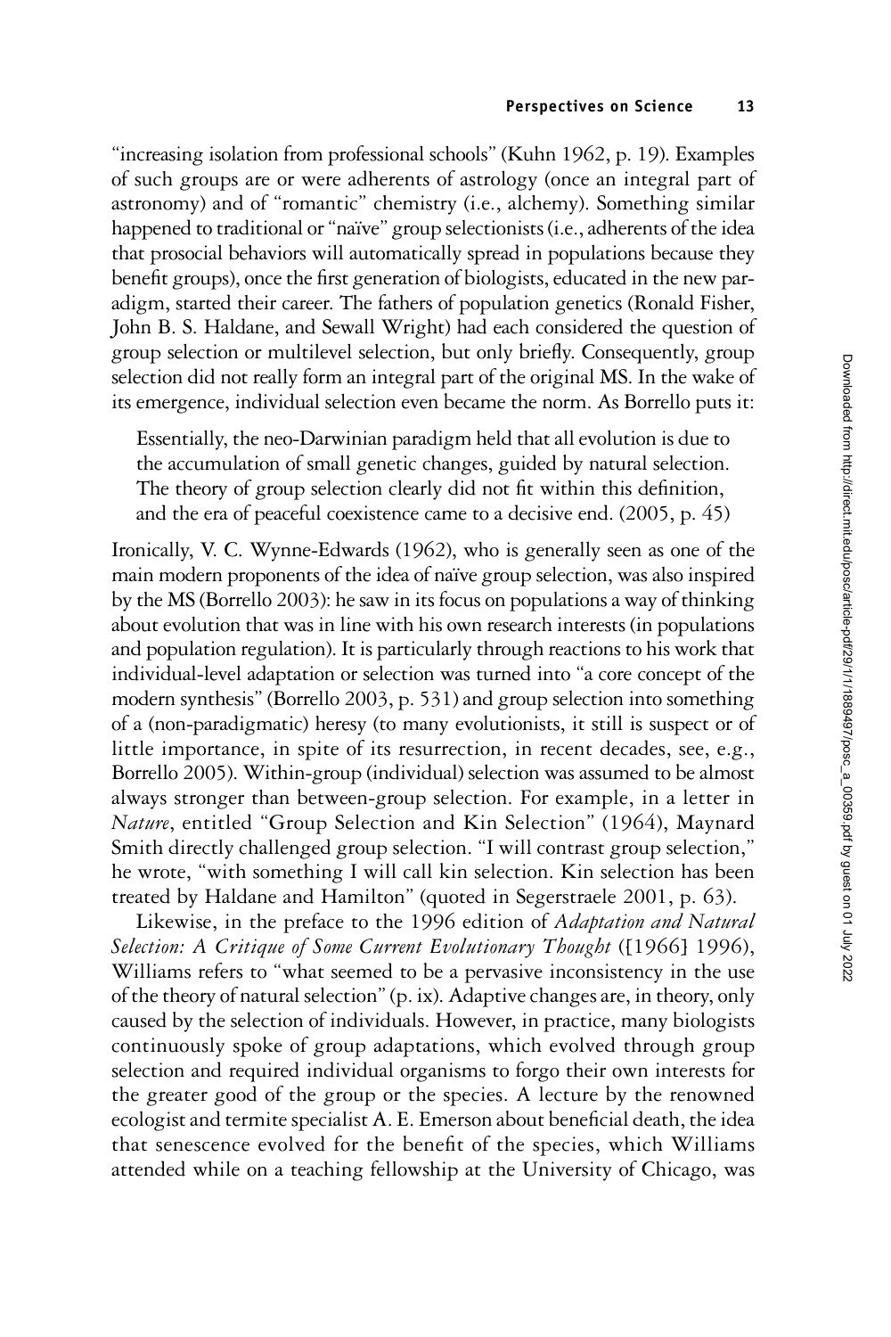"increasing isolation from professional schools" (Kuhn 1962, p. 19). Examples of such groups are or were adherents of astrology (once an integral part of astronomy) and of "romantic" chemistry (i.e., alchemy). Something similar happened to traditional or "naïve" group selectionists (i.e., adherents of the idea that prosocial behaviors will automatically spread in populations because they benefit groups), once the first generation of biologists, educated in the new paradigm, started their career. The fathers of population genetics (Ronald Fisher, John B. S. Haldane, and Sewall Wright) had each considered the question of group selection or multilevel selection, but only briefly. Consequently, group selection did not really form an integral part of the original MS. In the wake of its emergence, individual selection even became the norm. As Borrello puts it:

> Essentially, the neo-Darwinian paradigm held that all evolution is due to the accumulation of small genetic changes, guided by natural selection. The theory of group selection clearly did not fit within this definition, and the era of peaceful coexistence came to a decisive end. (2005, p. 45)

Ironically, V. C. Wynne-Edwards (1962), who is generally seen as one of the main modern proponents of the idea of naïve group selection, was also inspired by the MS (Borrello 2003): he saw in its focus on populations a way of thinking about evolution that was in line with his own research interests (in populations and population regulation). It is particularly through reactions to his work that individual-level adaptation or selection was turned into "a core concept of the modern synthesis" (Borrello 2003, p. 531) and group selection into something of a (non-paradigmatic) heresy (to many evolutionists, it still is suspect or of little importance, in spite of its resurrection, in recent decades, see, e.g., Borrello 2005). Within-group (individual) selection was assumed to be almost always stronger than between-group selection. For example, in a letter in *Nature*, entitled "Group Selection and Kin Selection" (1964), Maynard Smith directly challenged group selection. "I will contrast group selection," he wrote, "with something I will call kin selection. Kin selection has been treated by Haldane and Hamilton" (quoted in Segerstraele 2001, p. 63).

Likewise, in the preface to the 1996 edition of *Adaptation and Natural Selection: A Critique of Some Current Evolutionary Thought* ([1966] 1996), Williams refers to "what seemed to be a pervasive inconsistency in the use of the theory of natural selection" (p. ix). Adaptive changes are, in theory, only caused by the selection of individuals. However, in practice, many biologists continuously spoke of group adaptations, which evolved through group selection and required individual organisms to forgo their own interests for the greater good of the group or the species. A lecture by the renowned ecologist and termite specialist A. E. Emerson about beneficial death, the idea that senescence evolved for the benefit of the species, which Williams attended while on a teaching fellowship at the University of Chicago, was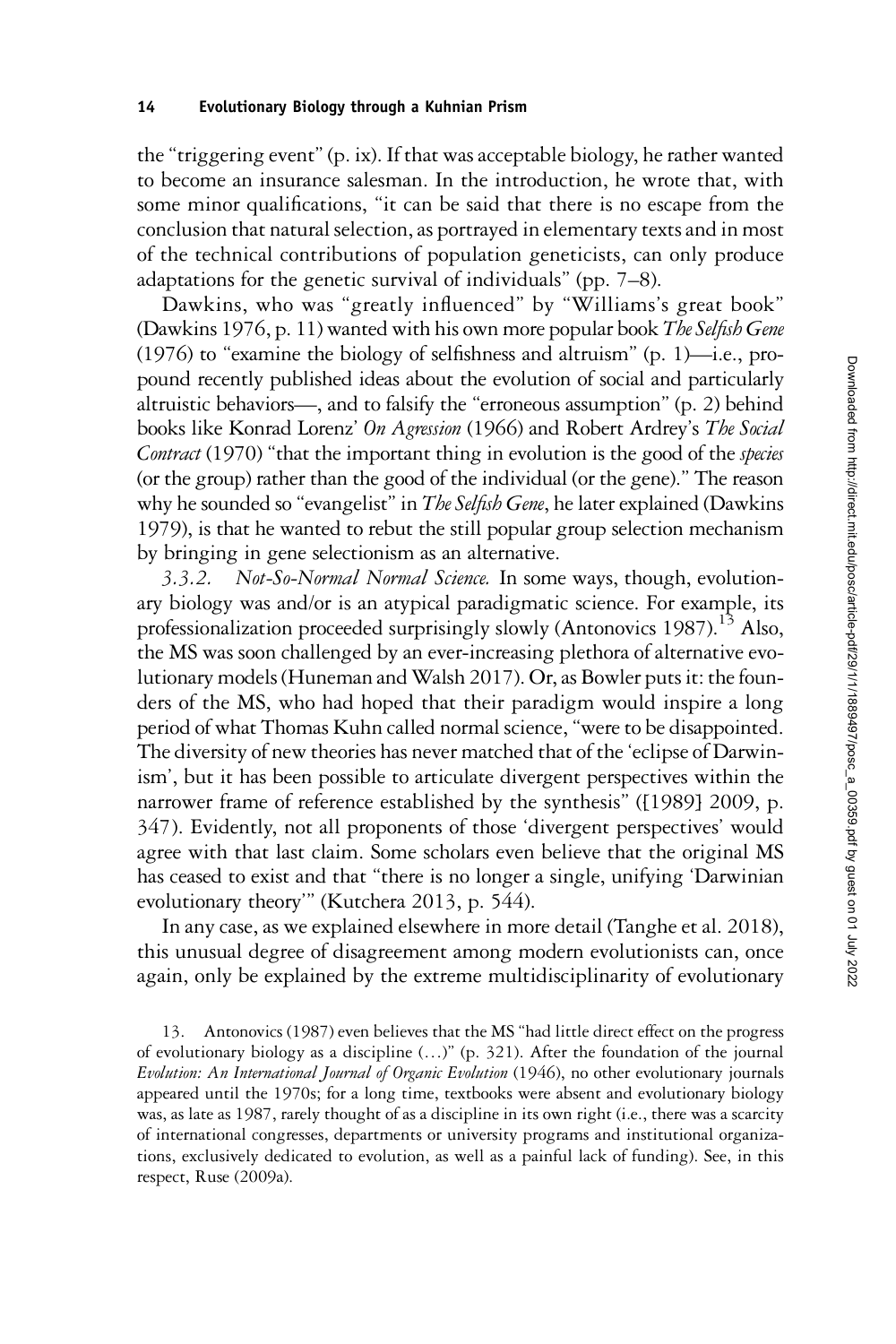the "triggering event" (p. ix). If that was acceptable biology, he rather wanted to become an insurance salesman. In the introduction, he wrote that, with some minor qualifications, "it can be said that there is no escape from the conclusion that natural selection, as portrayed in elementary texts and in most of the technical contributions of population geneticists, can only produce adaptations for the genetic survival of individuals" (pp. 7–8).

Dawkins, who was "greatly influenced" by "Williams's great book" (Dawkins 1976, p. 11) wanted with his own more popular book *The Selfish Gene* (1976) to "examine the biology of selfishness and altruism" (p. 1)—i.e., propound recently published ideas about the evolution of social and particularly altruistic behaviors—, and to falsify the "erroneous assumption" (p. 2) behind books like Konrad Lorenz' *On Agression* (1966) and Robert Ardrey's *The Social Contract* (1970) "that the important thing in evolution is the good of the *species* (or the group) rather than the good of the individual (or the gene)." The reason why he sounded so "evangelist" in *The Selfish Gene*, he later explained (Dawkins 1979), is that he wanted to rebut the still popular group selection mechanism by bringing in gene selectionism as an alternative.

*3.3.2. Not-So-Normal Normal Science.* In some ways, though, evolutionary biology was and/or is an atypical paradigmatic science. For example, its professionalization proceeded surprisingly slowly (Antonovics 1987).[13] Also, the MS was soon challenged by an ever-increasing plethora of alternative evolutionary models (Huneman and Walsh 2017). Or, as Bowler puts it: the founders of the MS, who had hoped that their paradigm would inspire a long period of what Thomas Kuhn called normal science, "were to be disappointed. The diversity of new theories has never matched that of the 'eclipse of Darwinism', but it has been possible to articulate divergent perspectives within the narrower frame of reference established by the synthesis" ([1989] 2009, p. 347). Evidently, not all proponents of those 'divergent perspectives' would agree with that last claim. Some scholars even believe that the original MS has ceased to exist and that "there is no longer a single, unifying 'Darwinian evolutionary theory'" (Kutchera 2013, p. 544).

In any case, as we explained elsewhere in more detail (Tanghe et al. 2018), this unusual degree of disagreement among modern evolutionists can, once again, only be explained by the extreme multidisciplinarity of evolutionary

13. Antonovics (1987) even believes that the MS "had little direct effect on the progress of evolutionary biology as a discipline (…)" (p. 321). After the foundation of the journal *Evolution: An International Journal of Organic Evolution* (1946), no other evolutionary journals appeared until the 1970s; for a long time, textbooks were absent and evolutionary biology was, as late as 1987, rarely thought of as a discipline in its own right (i.e., there was a scarcity of international congresses, departments or university programs and institutional organizations, exclusively dedicated to evolution, as well as a painful lack of funding). See, in this respect, Ruse (2009a).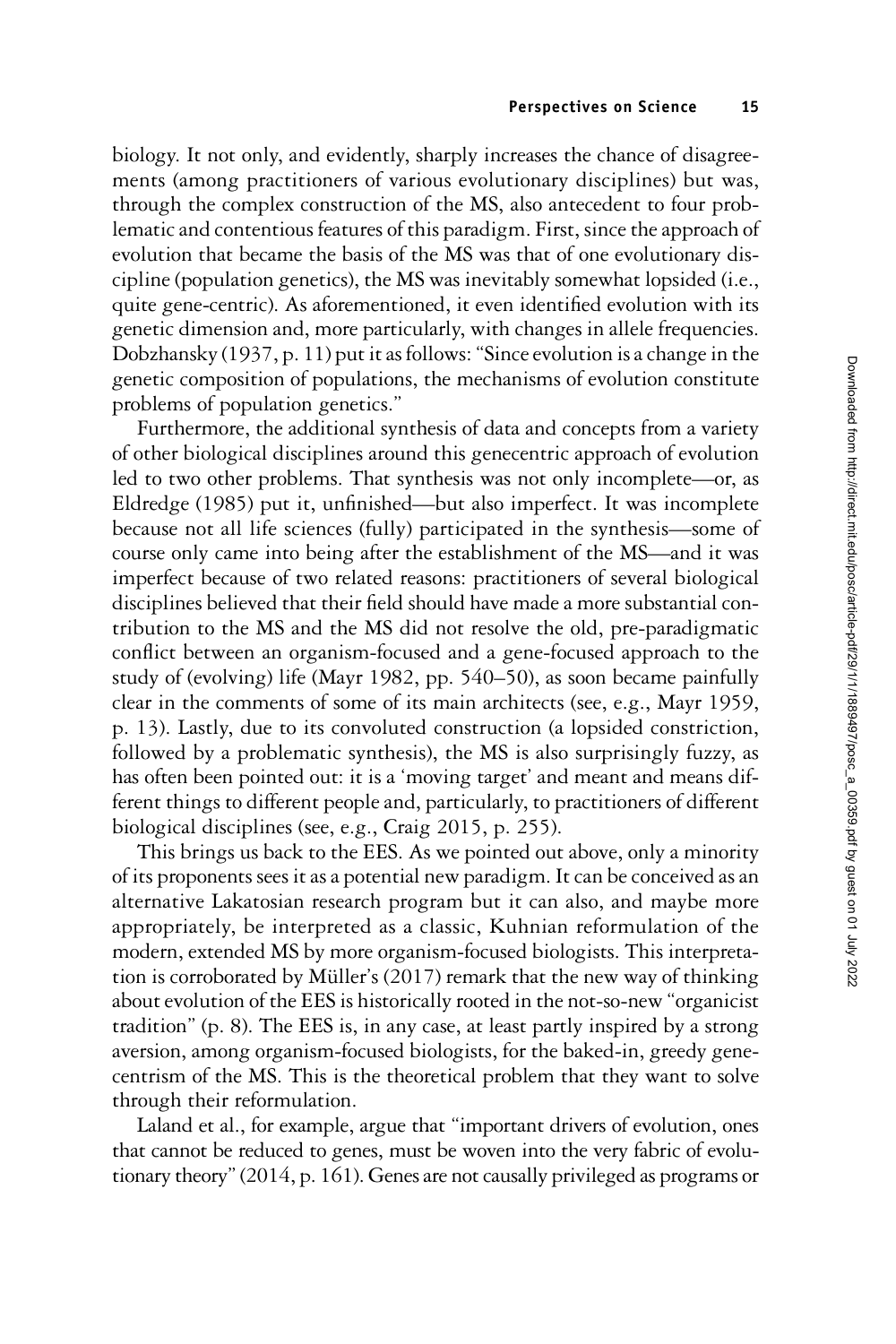biology. It not only, and evidently, sharply increases the chance of disagreements (among practitioners of various evolutionary disciplines) but was, through the complex construction of the MS, also antecedent to four problematic and contentious features of this paradigm. First, since the approach of evolution that became the basis of the MS was that of one evolutionary discipline (population genetics), the MS was inevitably somewhat lopsided (i.e., quite gene-centric). As aforementioned, it even identified evolution with its genetic dimension and, more particularly, with changes in allele frequencies. Dobzhansky (1937, p. 11) put it as follows: "Since evolution is a change in the genetic composition of populations, the mechanisms of evolution constitute problems of population genetics."

Furthermore, the additional synthesis of data and concepts from a variety of other biological disciplines around this genecentric approach of evolution led to two other problems. That synthesis was not only incomplete—or, as Eldredge (1985) put it, unfinished—but also imperfect. It was incomplete because not all life sciences (fully) participated in the synthesis—some of course only came into being after the establishment of the MS—and it was imperfect because of two related reasons: practitioners of several biological disciplines believed that their field should have made a more substantial contribution to the MS and the MS did not resolve the old, pre-paradigmatic conflict between an organism-focused and a gene-focused approach to the study of (evolving) life (Mayr 1982, pp. 540–50), as soon became painfully clear in the comments of some of its main architects (see, e.g., Mayr 1959, p. 13). Lastly, due to its convoluted construction (a lopsided constriction, followed by a problematic synthesis), the MS is also surprisingly fuzzy, as has often been pointed out: it is a 'moving target' and meant and means different things to different people and, particularly, to practitioners of different biological disciplines (see, e.g., Craig 2015, p. 255).

This brings us back to the EES. As we pointed out above, only a minority of its proponents sees it as a potential new paradigm. It can be conceived as an alternative Lakatosian research program but it can also, and maybe more appropriately, be interpreted as a classic, Kuhnian reformulation of the modern, extended MS by more organism-focused biologists. This interpretation is corroborated by Müller's (2017) remark that the new way of thinking about evolution of the EES is historically rooted in the not-so-new "organicist tradition" (p. 8). The EES is, in any case, at least partly inspired by a strong aversion, among organism-focused biologists, for the baked-in, greedy genecentrism of the MS. This is the theoretical problem that they want to solve through their reformulation.

Laland et al., for example, argue that "important drivers of evolution, ones that cannot be reduced to genes, must be woven into the very fabric of evolutionary theory" (2014, p. 161). Genes are not causally privileged as programs or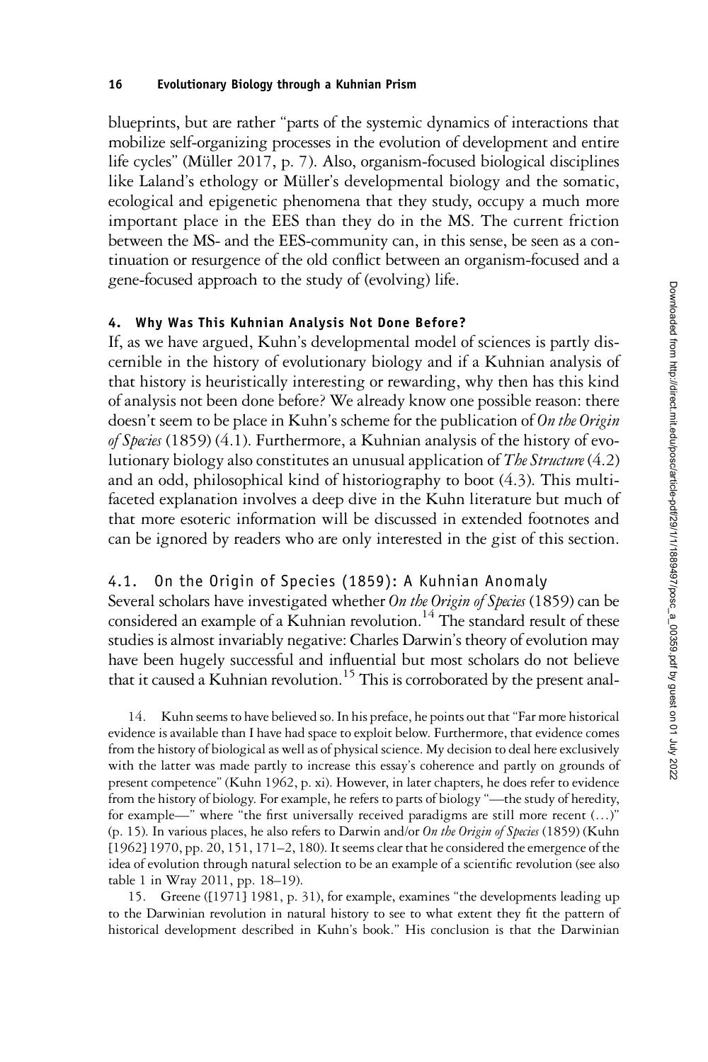blueprints, but are rather "parts of the systemic dynamics of interactions that mobilize self-organizing processes in the evolution of development and entire life cycles" (Müller 2017, p. 7). Also, organism-focused biological disciplines like Laland's ethology or Müller's developmental biology and the somatic, ecological and epigenetic phenomena that they study, occupy a much more important place in the EES than they do in the MS. The current friction between the MS- and the EES-community can, in this sense, be seen as a continuation or resurgence of the old conflict between an organism-focused and a gene-focused approach to the study of (evolving) life.

## 4. Why Was This Kuhnian Analysis Not Done Before?

If, as we have argued, Kuhn's developmental model of sciences is partly discernible in the history of evolutionary biology and if a Kuhnian analysis of that history is heuristically interesting or rewarding, why then has this kind of analysis not been done before? We already know one possible reason: there doesn't seem to be place in Kuhn's scheme for the publication of *On the Origin of Species* (1859) (4.1). Furthermore, a Kuhnian analysis of the history of evolutionary biology also constitutes an unusual application of *The Structure* (4.2) and an odd, philosophical kind of historiography to boot (4.3). This multi-faceted explanation involves a deep dive in the Kuhn literature but much of that more esoteric information will be discussed in extended footnotes and can be ignored by readers who are only interested in the gist of this section.

### 4.1. On the Origin of Species (1859): A Kuhnian Anomaly

Several scholars have investigated whether *On the Origin of Species* (1859) can be considered an example of a Kuhnian revolution.[14] The standard result of these studies is almost invariably negative: Charles Darwin's theory of evolution may have been hugely successful and influential but most scholars do not believe that it caused a Kuhnian revolution.[15] This is corroborated by the present anal-

14. Kuhn seems to have believed so. In his preface, he points out that "Far more historical evidence is available than I have had space to exploit below. Furthermore, that evidence comes from the history of biological as well as of physical science. My decision to deal here exclusively with the latter was made partly to increase this essay's coherence and partly on grounds of present competence" (Kuhn 1962, p. xi). However, in later chapters, he does refer to evidence from the history of biology. For example, he refers to parts of biology "—the study of heredity, for example—" where "the first universally received paradigms are still more recent (…)" (p. 15). In various places, he also refers to Darwin and/or *On the Origin of Species* (1859) (Kuhn [1962] 1970, pp. 20, 151, 171–2, 180). It seems clear that he considered the emergence of the idea of evolution through natural selection to be an example of a scientific revolution (see also table 1 in Wray 2011, pp. 18–19).

15. Greene ([1971] 1981, p. 31), for example, examines "the developments leading up to the Darwinian revolution in natural history to see to what extent they fit the pattern of historical development described in Kuhn's book." His conclusion is that the Darwinian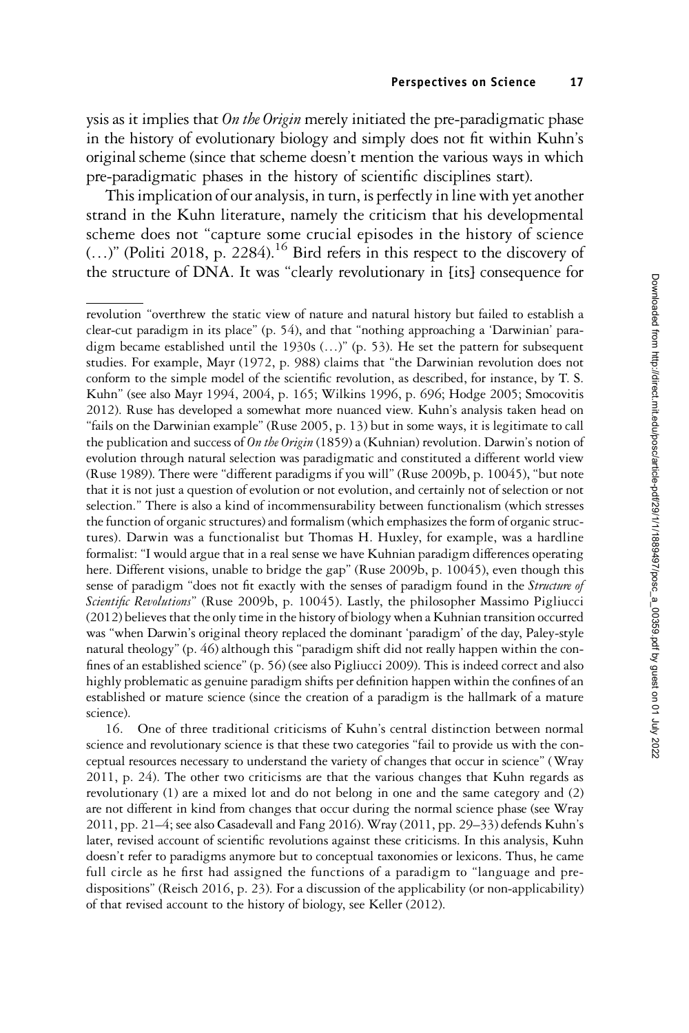ysis as it implies that *On the Origin* merely initiated the pre-paradigmatic phase in the history of evolutionary biology and simply does not fit within Kuhn's original scheme (since that scheme doesn't mention the various ways in which pre-paradigmatic phases in the history of scientific disciplines start).

This implication of our analysis, in turn, is perfectly in line with yet another strand in the Kuhn literature, namely the criticism that his developmental scheme does not "capture some crucial episodes in the history of science (…)" (Politi 2018, p. 2284).[16] Bird refers in this respect to the discovery of the structure of DNA. It was "clearly revolutionary in [its] consequence for

---

revolution "overthrew the static view of nature and natural history but failed to establish a clear-cut paradigm in its place" (p. 54), and that "nothing approaching a 'Darwinian' paradigm became established until the 1930s (…)" (p. 53). He set the pattern for subsequent studies. For example, Mayr (1972, p. 988) claims that "the Darwinian revolution does not conform to the simple model of the scientific revolution, as described, for instance, by T. S. Kuhn" (see also Mayr 1994, 2004, p. 165; Wilkins 1996, p. 696; Hodge 2005; Smocovitis 2012). Ruse has developed a somewhat more nuanced view. Kuhn's analysis taken head on "fails on the Darwinian example" (Ruse 2005, p. 13) but in some ways, it is legitimate to call the publication and success of *On the Origin* (1859) a (Kuhnian) revolution. Darwin's notion of evolution through natural selection was paradigmatic and constituted a different world view (Ruse 1989). There were "different paradigms if you will" (Ruse 2009b, p. 10045), "but note that it is not just a question of evolution or not evolution, and certainly not of selection or not selection." There is also a kind of incommensurability between functionalism (which stresses the function of organic structures) and formalism (which emphasizes the form of organic structures). Darwin was a functionalist but Thomas H. Huxley, for example, was a hardline formalist: "I would argue that in a real sense we have Kuhnian paradigm differences operating here. Different visions, unable to bridge the gap" (Ruse 2009b, p. 10045), even though this sense of paradigm "does not fit exactly with the senses of paradigm found in the *Structure of Scientific Revolutions*" (Ruse 2009b, p. 10045). Lastly, the philosopher Massimo Pigliucci (2012) believes that the only time in the history of biology when a Kuhnian transition occurred was "when Darwin's original theory replaced the dominant 'paradigm' of the day, Paley-style natural theology" (p. 46) although this "paradigm shift did not really happen within the confines of an established science" (p. 56) (see also Pigliucci 2009). This is indeed correct and also highly problematic as genuine paradigm shifts per definition happen within the confines of an established or mature science (since the creation of a paradigm is the hallmark of a mature science).

16. One of three traditional criticisms of Kuhn's central distinction between normal science and revolutionary science is that these two categories "fail to provide us with the conceptual resources necessary to understand the variety of changes that occur in science" (Wray 2011, p. 24). The other two criticisms are that the various changes that Kuhn regards as revolutionary (1) are a mixed lot and do not belong in one and the same category and (2) are not different in kind from changes that occur during the normal science phase (see Wray 2011, pp. 21–4; see also Casadevall and Fang 2016). Wray (2011, pp. 29–33) defends Kuhn's later, revised account of scientific revolutions against these criticisms. In this analysis, Kuhn doesn't refer to paradigms anymore but to conceptual taxonomies or lexicons. Thus, he came full circle as he first had assigned the functions of a paradigm to "language and predispositions" (Reisch 2016, p. 23). For a discussion of the applicability (or non-applicability) of that revised account to the history of biology, see Keller (2012).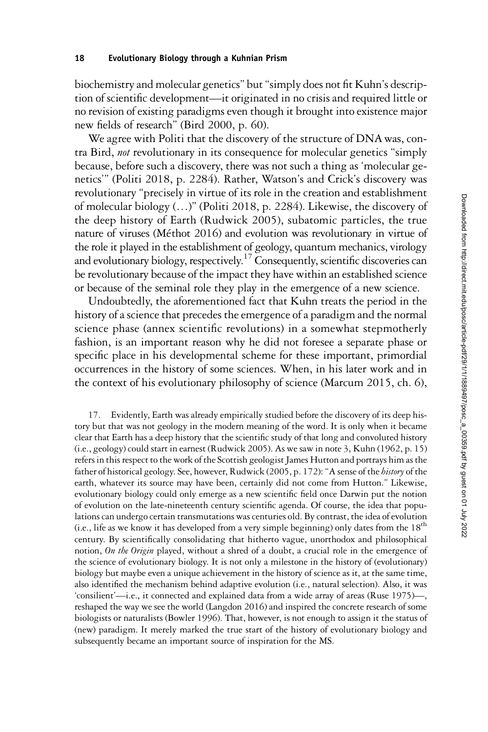biochemistry and molecular genetics" but "simply does not fit Kuhn's description of scientific development—it originated in no crisis and required little or no revision of existing paradigms even though it brought into existence major new fields of research" (Bird 2000, p. 60).

We agree with Politi that the discovery of the structure of DNA was, contra Bird, *not* revolutionary in its consequence for molecular genetics "simply because, before such a discovery, there was not such a thing as 'molecular genetics'" (Politi 2018, p. 2284). Rather, Watson's and Crick's discovery was revolutionary "precisely in virtue of its role in the creation and establishment of molecular biology (…)" (Politi 2018, p. 2284). Likewise, the discovery of the deep history of Earth (Rudwick 2005), subatomic particles, the true nature of viruses (Méthot 2016) and evolution was revolutionary in virtue of the role it played in the establishment of geology, quantum mechanics, virology and evolutionary biology, respectively.[17] Consequently, scientific discoveries can be revolutionary because of the impact they have within an established science or because of the seminal role they play in the emergence of a new science.

Undoubtedly, the aforementioned fact that Kuhn treats the period in the history of a science that precedes the emergence of a paradigm and the normal science phase (annex scientific revolutions) in a somewhat stepmotherly fashion, is an important reason why he did not foresee a separate phase or specific place in his developmental scheme for these important, primordial occurrences in the history of some sciences. When, in his later work and in the context of his evolutionary philosophy of science (Marcum 2015, ch. 6),

17. Evidently, Earth was already empirically studied before the discovery of its deep history but that was not geology in the modern meaning of the word. It is only when it became clear that Earth has a deep history that the scientific study of that long and convoluted history (i.e., geology) could start in earnest (Rudwick 2005). As we saw in note 3, Kuhn (1962, p. 15) refers in this respect to the work of the Scottish geologist James Hutton and portrays him as the father of historical geology. See, however, Rudwick (2005, p. 172): "A sense of the *history* of the earth, whatever its source may have been, certainly did not come from Hutton." Likewise, evolutionary biology could only emerge as a new scientific field once Darwin put the notion of evolution on the late-nineteenth century scientific agenda. Of course, the idea that populations can undergo certain transmutations was centuries old. By contrast, the idea of evolution (i.e., life as we know it has developed from a very simple beginning) only dates from the 18th century. By scientifically consolidating that hitherto vague, unorthodox and philosophical notion, *On the Origin* played, without a shred of a doubt, a crucial role in the emergence of the science of evolutionary biology. It is not only a milestone in the history of (evolutionary) biology but maybe even a unique achievement in the history of science as it, at the same time, also identified the mechanism behind adaptive evolution (i.e., natural selection). Also, it was 'consilient'—i.e., it connected and explained data from a wide array of areas (Ruse 1975)—, reshaped the way we see the world (Langdon 2016) and inspired the concrete research of some biologists or naturalists (Bowler 1996). That, however, is not enough to assign it the status of (new) paradigm. It merely marked the true start of the history of evolutionary biology and subsequently became an important source of inspiration for the MS.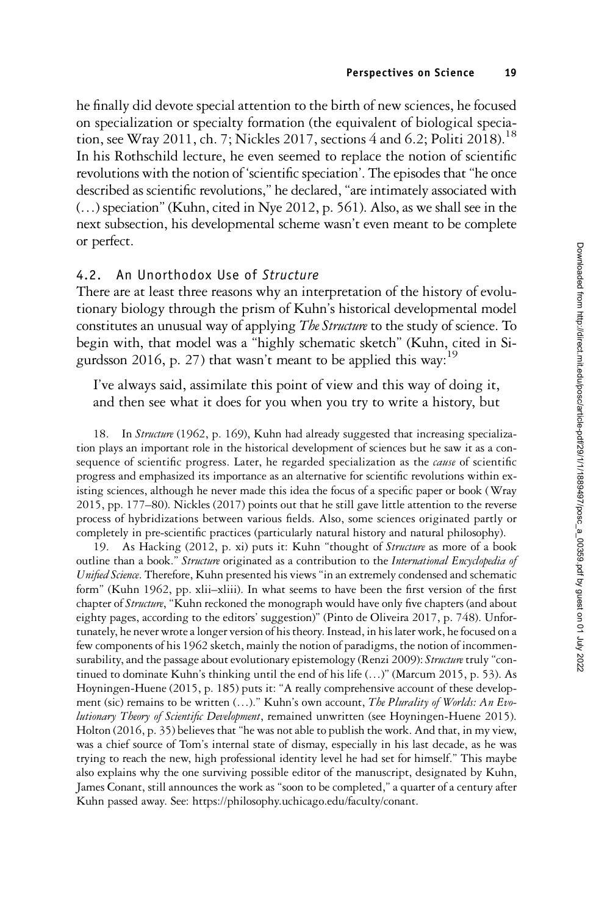he finally did devote special attention to the birth of new sciences, he focused on specialization or specialty formation (the equivalent of biological speciation, see Wray 2011, ch. 7; Nickles 2017, sections 4 and 6.2; Politi 2018).[18] In his Rothschild lecture, he even seemed to replace the notion of scientific revolutions with the notion of 'scientific speciation'. The episodes that "he once described as scientific revolutions," he declared, "are intimately associated with (…) speciation" (Kuhn, cited in Nye 2012, p. 561). Also, as we shall see in the next subsection, his developmental scheme wasn't even meant to be complete or perfect.

### 4.2. An Unorthodox Use of *Structure*

There are at least three reasons why an interpretation of the history of evolutionary biology through the prism of Kuhn's historical developmental model constitutes an unusual way of applying *The Structure* to the study of science. To begin with, that model was a "highly schematic sketch" (Kuhn, cited in Sigurdsson 2016, p. 27) that wasn't meant to be applied this way:[19]

> I've always said, assimilate this point of view and this way of doing it, and then see what it does for you when you try to write a history, but

18. In *Structure* (1962, p. 169), Kuhn had already suggested that increasing specialization plays an important role in the historical development of sciences but he saw it as a consequence of scientific progress. Later, he regarded specialization as the *cause* of scientific progress and emphasized its importance as an alternative for scientific revolutions within existing sciences, although he never made this idea the focus of a specific paper or book (Wray 2015, pp. 177–80). Nickles (2017) points out that he still gave little attention to the reverse process of hybridizations between various fields. Also, some sciences originated partly or completely in pre-scientific practices (particularly natural history and natural philosophy).

19. As Hacking (2012, p. xi) puts it: Kuhn "thought of *Structure* as more of a book outline than a book." *Structure* originated as a contribution to the *International Encyclopedia of Unified Science*. Therefore, Kuhn presented his views "in an extremely condensed and schematic form" (Kuhn 1962, pp. xlii–xliii). In what seems to have been the first version of the first chapter of *Structure*, "Kuhn reckoned the monograph would have only five chapters (and about eighty pages, according to the editors' suggestion)" (Pinto de Oliveira 2017, p. 748). Unfortunately, he never wrote a longer version of his theory. Instead, in his later work, he focused on a few components of his 1962 sketch, mainly the notion of paradigms, the notion of incommensurability, and the passage about evolutionary epistemology (Renzi 2009): *Structure* truly "continued to dominate Kuhn's thinking until the end of his life (…)" (Marcum 2015, p. 53). As Hoyningen-Huene (2015, p. 185) puts it: "A really comprehensive account of these development (sic) remains to be written (…)." Kuhn's own account, *The Plurality of Worlds: An Evolutionary Theory of Scientific Development*, remained unwritten (see Hoyningen-Huene 2015). Holton (2016, p. 35) believes that "he was not able to publish the work. And that, in my view, was a chief source of Tom's internal state of dismay, especially in his last decade, as he was trying to reach the new, high professional identity level he had set for himself." This maybe also explains why the one surviving possible editor of the manuscript, designated by Kuhn, James Conant, still announces the work as "soon to be completed," a quarter of a century after Kuhn passed away. See: https://philosophy.uchicago.edu/faculty/conant.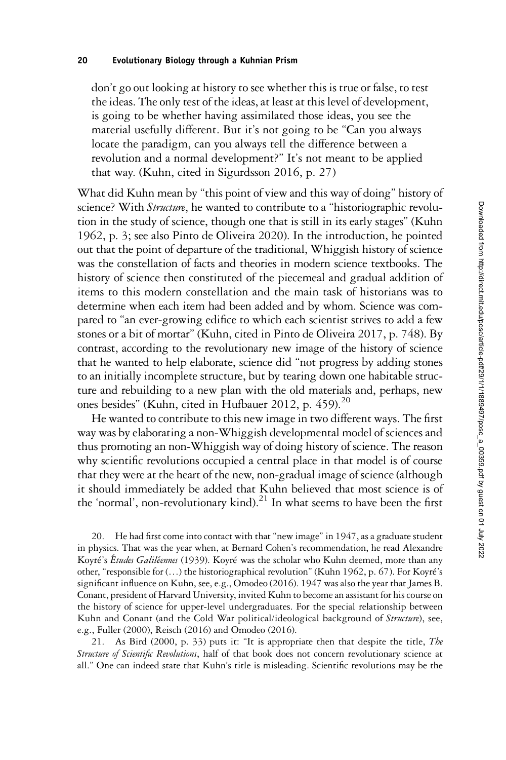don't go out looking at history to see whether this is true or false, to test the ideas. The only test of the ideas, at least at this level of development, is going to be whether having assimilated those ideas, you see the material usefully different. But it's not going to be "Can you always locate the paradigm, can you always tell the difference between a revolution and a normal development?" It's not meant to be applied that way. (Kuhn, cited in Sigurdsson 2016, p. 27)

What did Kuhn mean by "this point of view and this way of doing" history of science? With *Structure*, he wanted to contribute to a "historiographic revolution in the study of science, though one that is still in its early stages" (Kuhn 1962, p. 3; see also Pinto de Oliveira 2020). In the introduction, he pointed out that the point of departure of the traditional, Whiggish history of science was the constellation of facts and theories in modern science textbooks. The history of science then constituted of the piecemeal and gradual addition of items to this modern constellation and the main task of historians was to determine when each item had been added and by whom. Science was compared to "an ever-growing edifice to which each scientist strives to add a few stones or a bit of mortar" (Kuhn, cited in Pinto de Oliveira 2017, p. 748). By contrast, according to the revolutionary new image of the history of science that he wanted to help elaborate, science did "not progress by adding stones to an initially incomplete structure, but by tearing down one habitable structure and rebuilding to a new plan with the old materials and, perhaps, new ones besides" (Kuhn, cited in Hufbauer 2012, p. 459).[20]

He wanted to contribute to this new image in two different ways. The first way was by elaborating a non-Whiggish developmental model of sciences and thus promoting an non-Whiggish way of doing history of science. The reason why scientific revolutions occupied a central place in that model is of course that they were at the heart of the new, non-gradual image of science (although it should immediately be added that Kuhn believed that most science is of the 'normal', non-revolutionary kind).[21] In what seems to have been the first

20. He had first come into contact with that "new image" in 1947, as a graduate student in physics. That was the year when, at Bernard Cohen's recommendation, he read Alexandre Koyré's *Études Galiléennes* (1939). Koyré was the scholar who Kuhn deemed, more than any other, "responsible for (…) the historiographical revolution" (Kuhn 1962, p. 67). For Koyré's significant influence on Kuhn, see, e.g., Omodeo (2016). 1947 was also the year that James B. Conant, president of Harvard University, invited Kuhn to become an assistant for his course on the history of science for upper-level undergraduates. For the special relationship between Kuhn and Conant (and the Cold War political/ideological background of *Structure*), see, e.g., Fuller (2000), Reisch (2016) and Omodeo (2016).

21. As Bird (2000, p. 33) puts it: "It is appropriate then that despite the title, *The Structure of Scientific Revolutions*, half of that book does not concern revolutionary science at all." One can indeed state that Kuhn's title is misleading. Scientific revolutions may be the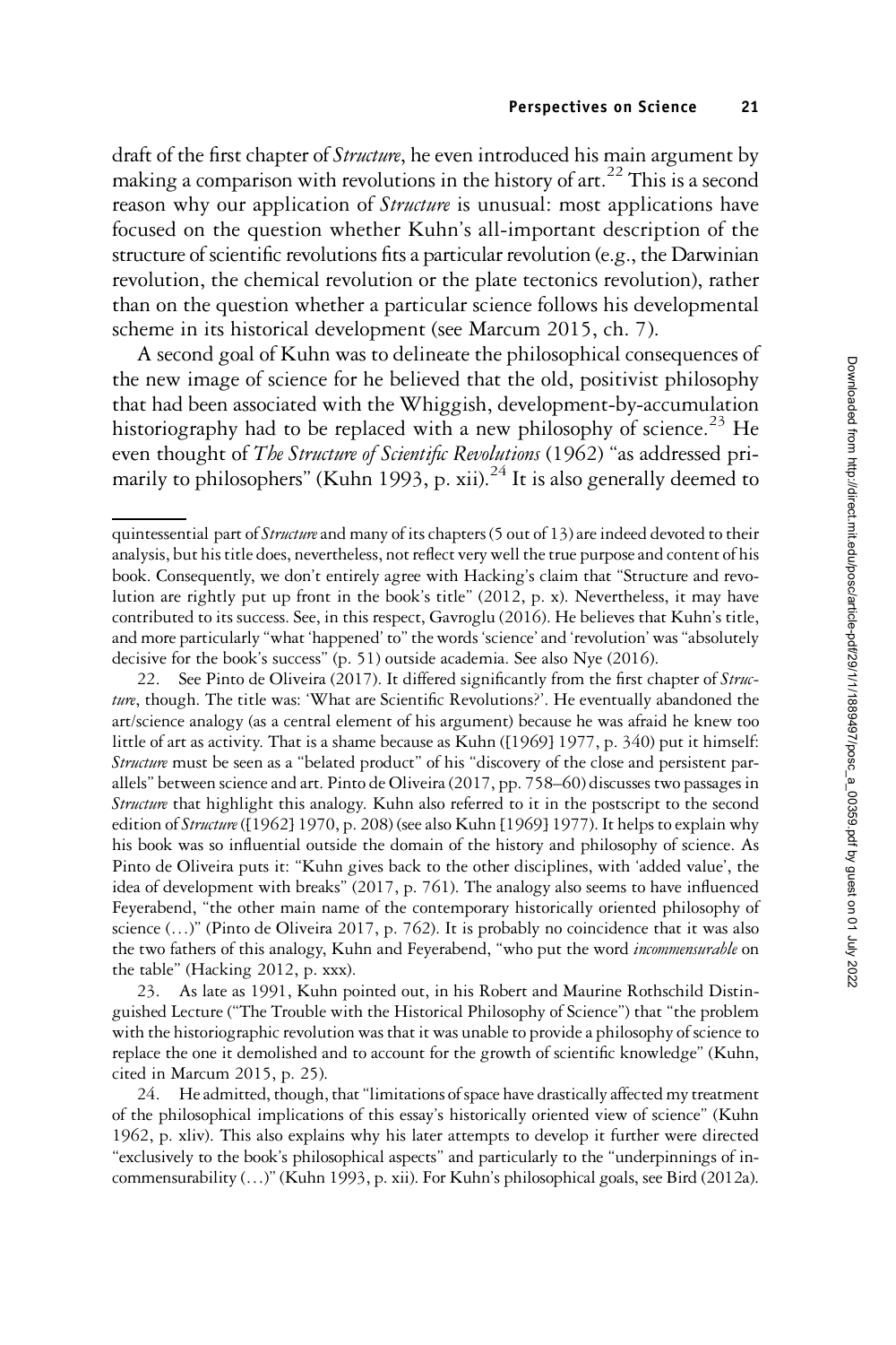draft of the first chapter of *Structure*, he even introduced his main argument by making a comparison with revolutions in the history of art.[22] This is a second reason why our application of *Structure* is unusual: most applications have focused on the question whether Kuhn's all-important description of the structure of scientific revolutions fits a particular revolution (e.g., the Darwinian revolution, the chemical revolution or the plate tectonics revolution), rather than on the question whether a particular science follows his developmental scheme in its historical development (see Marcum 2015, ch. 7).

A second goal of Kuhn was to delineate the philosophical consequences of the new image of science for he believed that the old, positivist philosophy that had been associated with the Whiggish, development-by-accumulation historiography had to be replaced with a new philosophy of science.[23] He even thought of *The Structure of Scientific Revolutions* (1962) "as addressed primarily to philosophers" (Kuhn 1993, p. xii).[24] It is also generally deemed to

---

quintessential part of *Structure* and many of its chapters (5 out of 13) are indeed devoted to their analysis, but his title does, nevertheless, not reflect very well the true purpose and content of his book. Consequently, we don't entirely agree with Hacking's claim that "Structure and revolution are rightly put up front in the book's title" (2012, p. x). Nevertheless, it may have contributed to its success. See, in this respect, Gavroglu (2016). He believes that Kuhn's title, and more particularly "what 'happened' to" the words 'science' and 'revolution' was "absolutely decisive for the book's success" (p. 51) outside academia. See also Nye (2016).

22. See Pinto de Oliveira (2017). It differed significantly from the first chapter of *Structure*, though. The title was: 'What are Scientific Revolutions?'. He eventually abandoned the art/science analogy (as a central element of his argument) because he was afraid he knew too little of art as activity. That is a shame because as Kuhn ([1969] 1977, p. 340) put it himself: *Structure* must be seen as a "belated product" of his "discovery of the close and persistent parallels" between science and art. Pinto de Oliveira (2017, pp. 758–60) discusses two passages in *Structure* that highlight this analogy. Kuhn also referred to it in the postscript to the second edition of *Structure* ([1962] 1970, p. 208) (see also Kuhn [1969] 1977). It helps to explain why his book was so influential outside the domain of the history and philosophy of science. As Pinto de Oliveira puts it: "Kuhn gives back to the other disciplines, with 'added value', the idea of development with breaks" (2017, p. 761). The analogy also seems to have influenced Feyerabend, "the other main name of the contemporary historically oriented philosophy of science (…)" (Pinto de Oliveira 2017, p. 762). It is probably no coincidence that it was also the two fathers of this analogy, Kuhn and Feyerabend, "who put the word *incommensurable* on the table" (Hacking 2012, p. xxx).

23. As late as 1991, Kuhn pointed out, in his Robert and Maurine Rothschild Distinguished Lecture ("The Trouble with the Historical Philosophy of Science") that "the problem with the historiographic revolution was that it was unable to provide a philosophy of science to replace the one it demolished and to account for the growth of scientific knowledge" (Kuhn, cited in Marcum 2015, p. 25).

24. He admitted, though, that "limitations of space have drastically affected my treatment of the philosophical implications of this essay's historically oriented view of science" (Kuhn 1962, p. xliv). This also explains why his later attempts to develop it further were directed "exclusively to the book's philosophical aspects" and particularly to the "underpinnings of incommensurability (…)" (Kuhn 1993, p. xii). For Kuhn's philosophical goals, see Bird (2012a).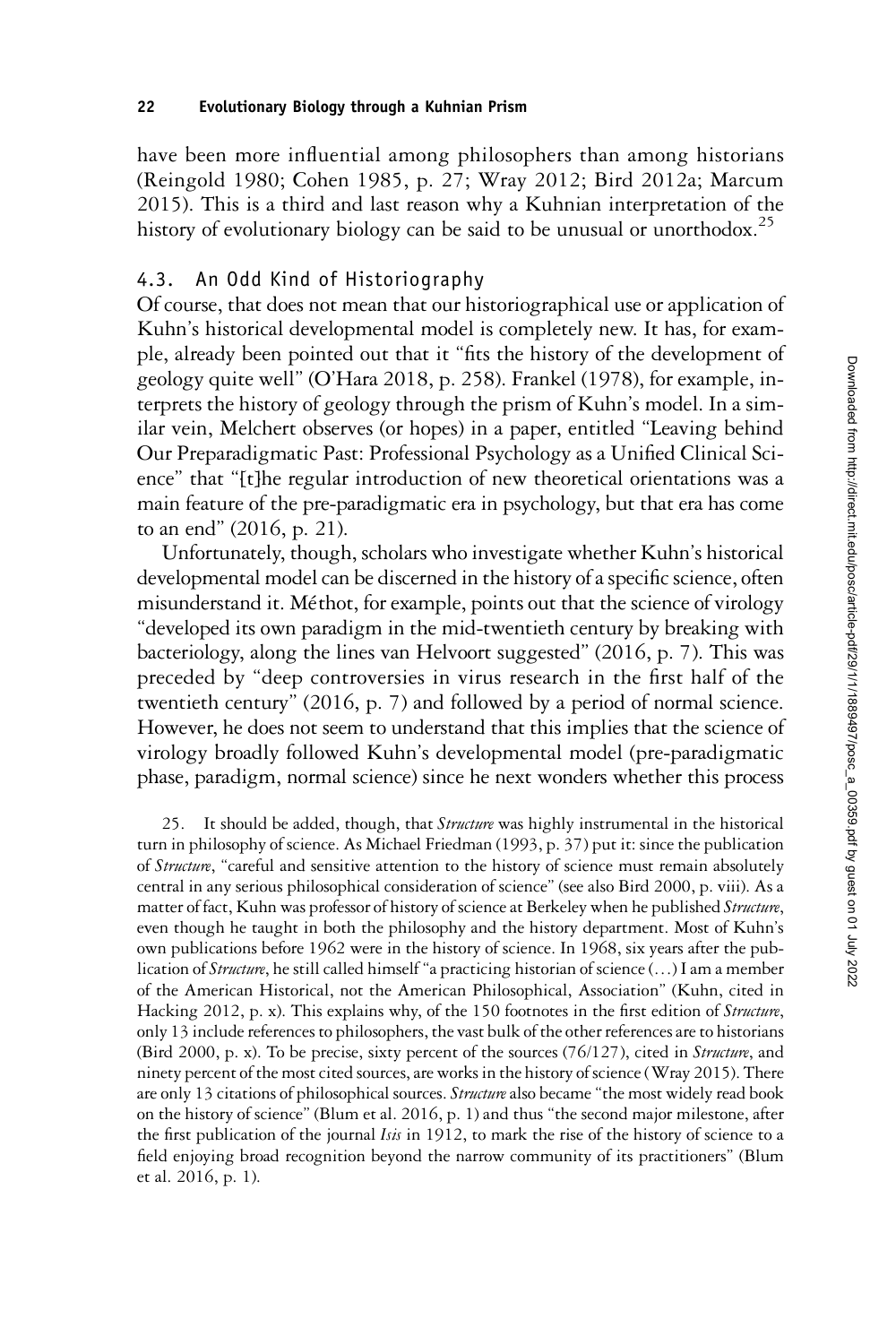have been more influential among philosophers than among historians (Reingold 1980; Cohen 1985, p. 27; Wray 2012; Bird 2012a; Marcum 2015). This is a third and last reason why a Kuhnian interpretation of the history of evolutionary biology can be said to be unusual or unorthodox.[25]

### 4.3. An Odd Kind of Historiography

Of course, that does not mean that our historiographical use or application of Kuhn's historical developmental model is completely new. It has, for example, already been pointed out that it "fits the history of the development of geology quite well" (O'Hara 2018, p. 258). Frankel (1978), for example, interprets the history of geology through the prism of Kuhn's model. In a similar vein, Melchert observes (or hopes) in a paper, entitled "Leaving behind Our Preparadigmatic Past: Professional Psychology as a Unified Clinical Science" that "[t]he regular introduction of new theoretical orientations was a main feature of the pre-paradigmatic era in psychology, but that era has come to an end" (2016, p. 21).

Unfortunately, though, scholars who investigate whether Kuhn's historical developmental model can be discerned in the history of a specific science, often misunderstand it. Méthot, for example, points out that the science of virology "developed its own paradigm in the mid-twentieth century by breaking with bacteriology, along the lines van Helvoort suggested" (2016, p. 7). This was preceded by "deep controversies in virus research in the first half of the twentieth century" (2016, p. 7) and followed by a period of normal science. However, he does not seem to understand that this implies that the science of virology broadly followed Kuhn's developmental model (pre-paradigmatic phase, paradigm, normal science) since he next wonders whether this process

25. It should be added, though, that *Structure* was highly instrumental in the historical turn in philosophy of science. As Michael Friedman (1993, p. 37) put it: since the publication of *Structure*, "careful and sensitive attention to the history of science must remain absolutely central in any serious philosophical consideration of science" (see also Bird 2000, p. viii). As a matter of fact, Kuhn was professor of history of science at Berkeley when he published *Structure*, even though he taught in both the philosophy and the history department. Most of Kuhn's own publications before 1962 were in the history of science. In 1968, six years after the publication of *Structure*, he still called himself "a practicing historian of science (…) I am a member of the American Historical, not the American Philosophical, Association" (Kuhn, cited in Hacking 2012, p. x). This explains why, of the 150 footnotes in the first edition of *Structure*, only 13 include references to philosophers, the vast bulk of the other references are to historians (Bird 2000, p. x). To be precise, sixty percent of the sources (76/127), cited in *Structure*, and ninety percent of the most cited sources, are works in the history of science (Wray 2015). There are only 13 citations of philosophical sources. *Structure* also became "the most widely read book on the history of science" (Blum et al. 2016, p. 1) and thus "the second major milestone, after the first publication of the journal *Isis* in 1912, to mark the rise of the history of science to a field enjoying broad recognition beyond the narrow community of its practitioners" (Blum et al. 2016, p. 1).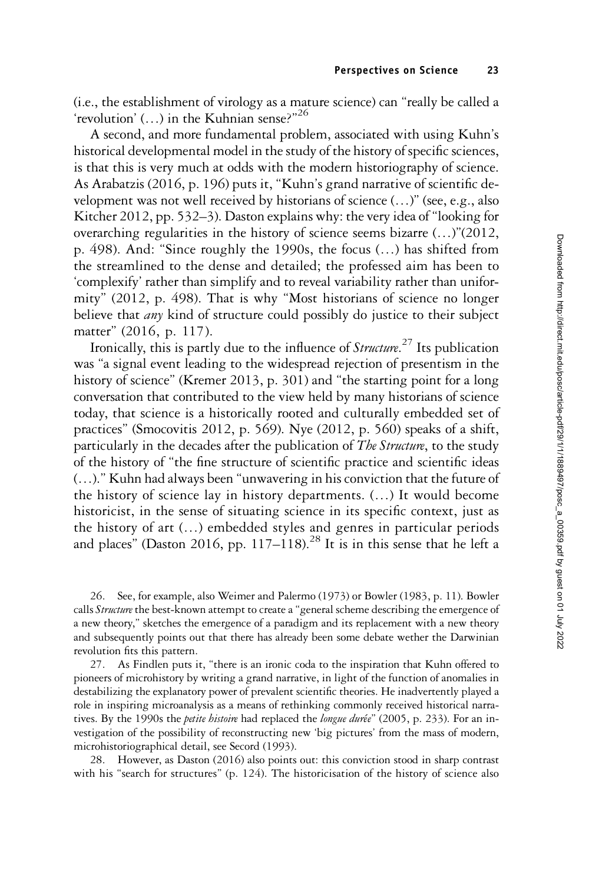(i.e., the establishment of virology as a mature science) can "really be called a 'revolution' (…) in the Kuhnian sense?"[26]

A second, and more fundamental problem, associated with using Kuhn's historical developmental model in the study of the history of specific sciences, is that this is very much at odds with the modern historiography of science. As Arabatzis (2016, p. 196) puts it, "Kuhn's grand narrative of scientific development was not well received by historians of science (…)" (see, e.g., also Kitcher 2012, pp. 532–3). Daston explains why: the very idea of "looking for overarching regularities in the history of science seems bizarre (…)"(2012, p. 498). And: "Since roughly the 1990s, the focus (…) has shifted from the streamlined to the dense and detailed; the professed aim has been to 'complexify' rather than simplify and to reveal variability rather than uniformity" (2012, p. 498). That is why "Most historians of science no longer believe that *any* kind of structure could possibly do justice to their subject matter" (2016, p. 117).

Ironically, this is partly due to the influence of *Structure*.[27] Its publication was "a signal event leading to the widespread rejection of presentism in the history of science" (Kremer 2013, p. 301) and "the starting point for a long conversation that contributed to the view held by many historians of science today, that science is a historically rooted and culturally embedded set of practices" (Smocovitis 2012, p. 569). Nye (2012, p. 560) speaks of a shift, particularly in the decades after the publication of *The Structure*, to the study of the history of "the fine structure of scientific practice and scientific ideas (…)." Kuhn had always been "unwavering in his conviction that the future of the history of science lay in history departments. (…) It would become historicist, in the sense of situating science in its specific context, just as the history of art (…) embedded styles and genres in particular periods and places" (Daston 2016, pp. 117–118).[28] It is in this sense that he left a

26. See, for example, also Weimer and Palermo (1973) or Bowler (1983, p. 11). Bowler calls *Structure* the best-known attempt to create a "general scheme describing the emergence of a new theory," sketches the emergence of a paradigm and its replacement with a new theory and subsequently points out that there has already been some debate wether the Darwinian revolution fits this pattern.

27. As Findlen puts it, "there is an ironic coda to the inspiration that Kuhn offered to pioneers of microhistory by writing a grand narrative, in light of the function of anomalies in destabilizing the explanatory power of prevalent scientific theories. He inadvertently played a role in inspiring microanalysis as a means of rethinking commonly received historical narratives. By the 1990s the *petite histoire* had replaced the *longue durée*" (2005, p. 233). For an investigation of the possibility of reconstructing new 'big pictures' from the mass of modern, microhistoriographical detail, see Secord (1993).

28. However, as Daston (2016) also points out: this conviction stood in sharp contrast with his "search for structures" (p. 124). The historicisation of the history of science also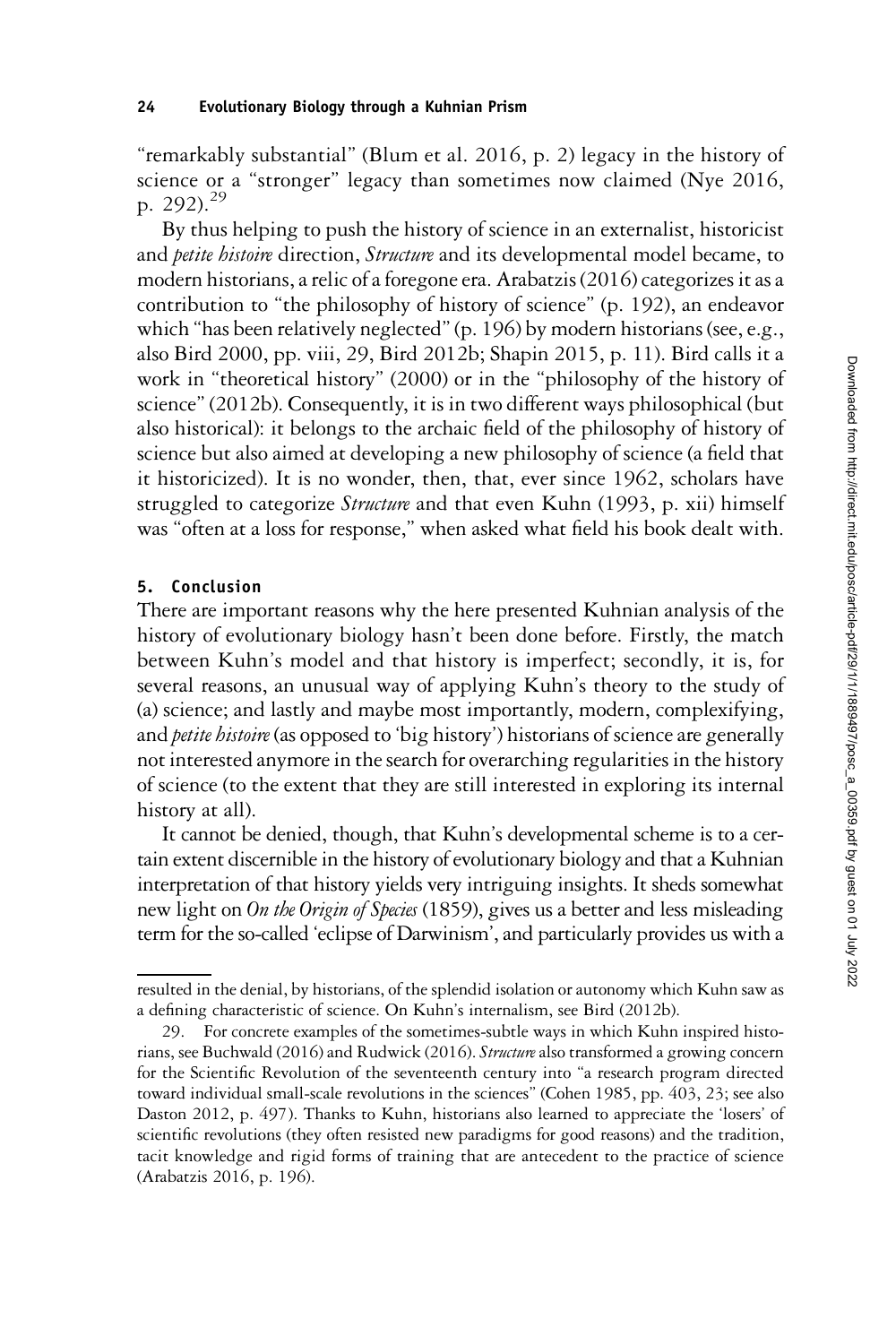"remarkably substantial" (Blum et al. 2016, p. 2) legacy in the history of science or a "stronger" legacy than sometimes now claimed (Nye 2016, p. 292).[29]

By thus helping to push the history of science in an externalist, historicist and *petite histoire* direction, *Structure* and its developmental model became, to modern historians, a relic of a foregone era. Arabatzis (2016) categorizes it as a contribution to "the philosophy of history of science" (p. 192), an endeavor which "has been relatively neglected" (p. 196) by modern historians (see, e.g., also Bird 2000, pp. viii, 29, Bird 2012b; Shapin 2015, p. 11). Bird calls it a work in "theoretical history" (2000) or in the "philosophy of the history of science" (2012b). Consequently, it is in two different ways philosophical (but also historical): it belongs to the archaic field of the philosophy of history of science but also aimed at developing a new philosophy of science (a field that it historicized). It is no wonder, then, that, ever since 1962, scholars have struggled to categorize *Structure* and that even Kuhn (1993, p. xii) himself was "often at a loss for response," when asked what field his book dealt with.

## 5. Conclusion

There are important reasons why the here presented Kuhnian analysis of the history of evolutionary biology hasn't been done before. Firstly, the match between Kuhn's model and that history is imperfect; secondly, it is, for several reasons, an unusual way of applying Kuhn's theory to the study of (a) science; and lastly and maybe most importantly, modern, complexifying, and *petite histoire* (as opposed to 'big history') historians of science are generally not interested anymore in the search for overarching regularities in the history of science (to the extent that they are still interested in exploring its internal history at all).

It cannot be denied, though, that Kuhn's developmental scheme is to a certain extent discernible in the history of evolutionary biology and that a Kuhnian interpretation of that history yields very intriguing insights. It sheds somewhat new light on *On the Origin of Species* (1859), gives us a better and less misleading term for the so-called 'eclipse of Darwinism', and particularly provides us with a

---

resulted in the denial, by historians, of the splendid isolation or autonomy which Kuhn saw as a defining characteristic of science. On Kuhn's internalism, see Bird (2012b).

29. For concrete examples of the sometimes-subtle ways in which Kuhn inspired historians, see Buchwald (2016) and Rudwick (2016). *Structure* also transformed a growing concern for the Scientific Revolution of the seventeenth century into "a research program directed toward individual small-scale revolutions in the sciences" (Cohen 1985, pp. 403, 23; see also Daston 2012, p. 497). Thanks to Kuhn, historians also learned to appreciate the 'losers' of scientific revolutions (they often resisted new paradigms for good reasons) and the tradition, tacit knowledge and rigid forms of training that are antecedent to the practice of science (Arabatzis 2016, p. 196).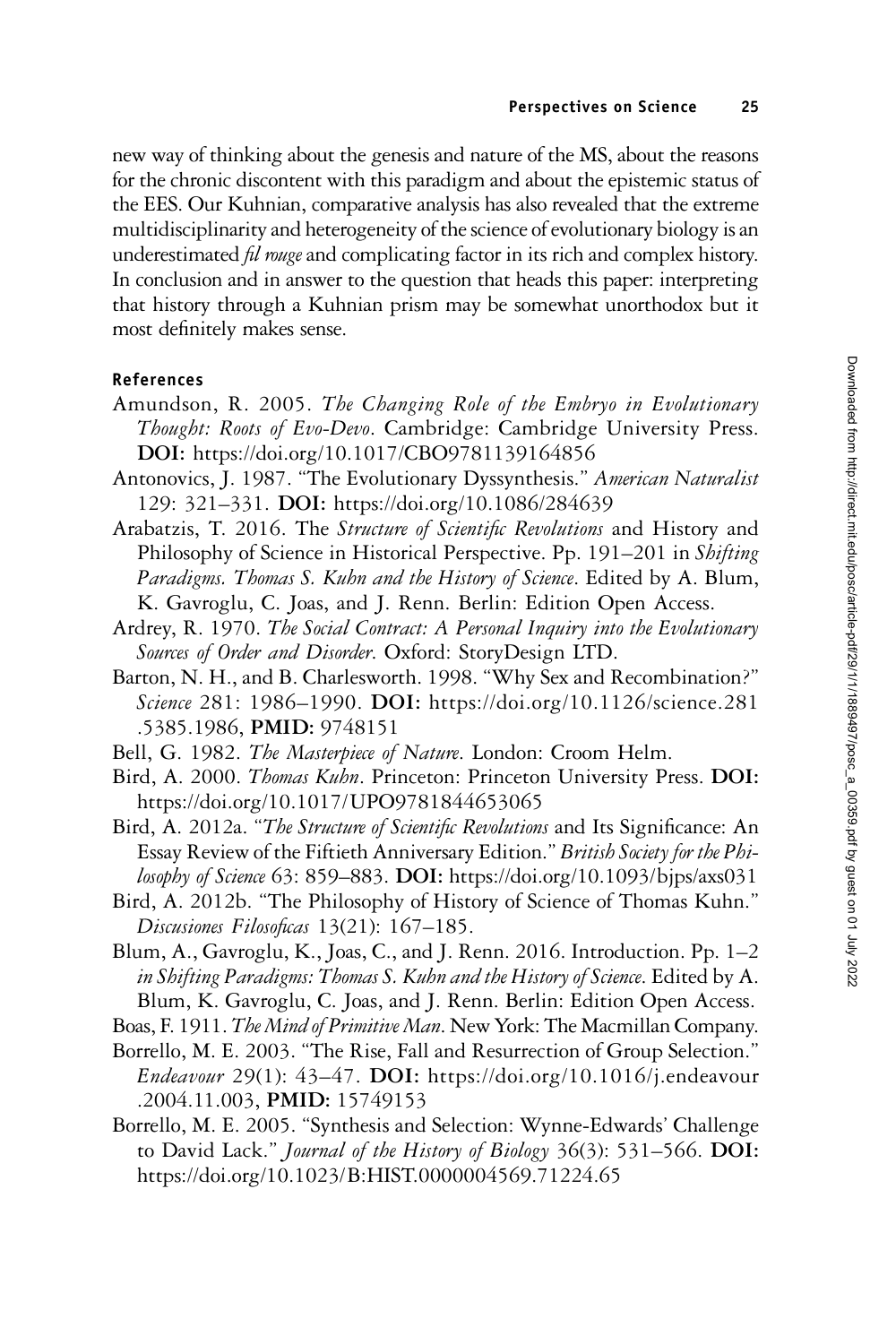new way of thinking about the genesis and nature of the MS, about the reasons for the chronic discontent with this paradigm and about the epistemic status of the EES. Our Kuhnian, comparative analysis has also revealed that the extreme multidisciplinarity and heterogeneity of the science of evolutionary biology is an underestimated *fil rouge* and complicating factor in its rich and complex history. In conclusion and in answer to the question that heads this paper: interpreting that history through a Kuhnian prism may be somewhat unorthodox but it most definitely makes sense.

## References

Amundson, R. 2005. *The Changing Role of the Embryo in Evolutionary Thought: Roots of Evo-Devo*. Cambridge: Cambridge University Press. **DOI:** https://doi.org/10.1017/CBO9781139164856

Antonovics, J. 1987. "The Evolutionary Dyssynthesis." *American Naturalist* 129: 321–331. **DOI:** https://doi.org/10.1086/284639

Arabatzis, T. 2016. The *Structure of Scientific Revolutions* and History and Philosophy of Science in Historical Perspective. Pp. 191–201 in *Shifting Paradigms. Thomas S. Kuhn and the History of Science*. Edited by A. Blum, K. Gavroglu, C. Joas, and J. Renn. Berlin: Edition Open Access.

Ardrey, R. 1970. *The Social Contract: A Personal Inquiry into the Evolutionary Sources of Order and Disorder*. Oxford: StoryDesign LTD.

Barton, N. H., and B. Charlesworth. 1998. "Why Sex and Recombination?" *Science* 281: 1986–1990. **DOI:** https://doi.org/10.1126/science.281.5385.1986, **PMID:** 9748151

Bell, G. 1982. *The Masterpiece of Nature*. London: Croom Helm.

Bird, A. 2000. *Thomas Kuhn*. Princeton: Princeton University Press. **DOI:** https://doi.org/10.1017/UPO9781844653065

Bird, A. 2012a. "*The Structure of Scientific Revolutions* and Its Significance: An Essay Review of the Fiftieth Anniversary Edition." *British Society for the Philosophy of Science* 63: 859–883. **DOI:** https://doi.org/10.1093/bjps/axs031

Bird, A. 2012b. "The Philosophy of History of Science of Thomas Kuhn." *Discusiones Filosoficas* 13(21): 167–185.

Blum, A., Gavroglu, K., Joas, C., and J. Renn. 2016. Introduction. Pp. 1–2 *in Shifting Paradigms: Thomas S. Kuhn and the History of Science*. Edited by A. Blum, K. Gavroglu, C. Joas, and J. Renn. Berlin: Edition Open Access.

Boas, F. 1911. *The Mind of Primitive Man*. New York: The Macmillan Company.

Borrello, M. E. 2003. "The Rise, Fall and Resurrection of Group Selection." *Endeavour* 29(1): 43–47. **DOI:** https://doi.org/10.1016/j.endeavour.2004.11.003, **PMID:** 15749153

Borrello, M. E. 2005. "Synthesis and Selection: Wynne-Edwards' Challenge to David Lack." *Journal of the History of Biology* 36(3): 531–566. **DOI:** https://doi.org/10.1023/B:HIST.0000004569.71224.65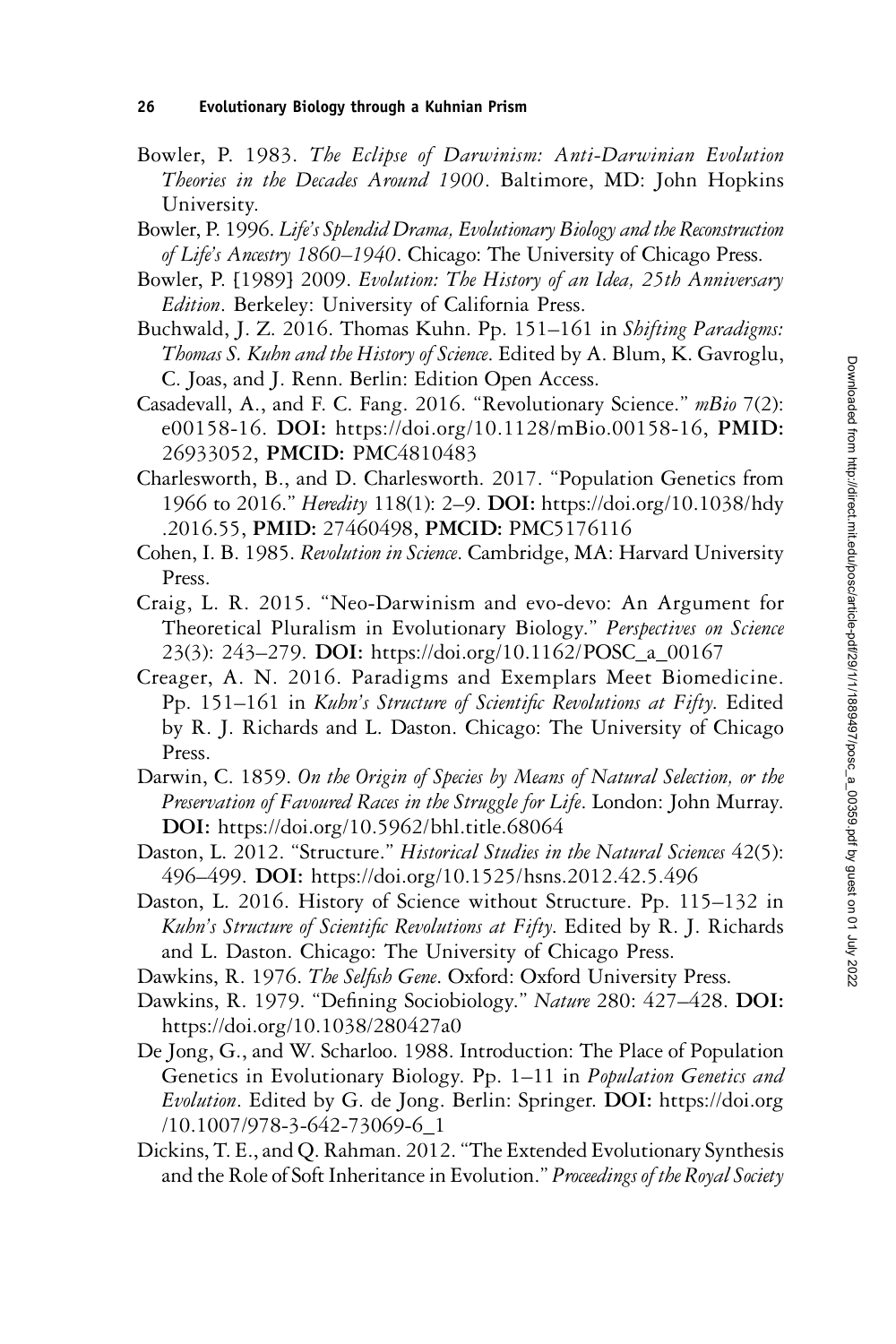Bowler, P. 1983. *The Eclipse of Darwinism: Anti-Darwinian Evolution Theories in the Decades Around 1900*. Baltimore, MD: John Hopkins University.

Bowler, P. 1996. *Life's Splendid Drama, Evolutionary Biology and the Reconstruction of Life's Ancestry 1860–1940*. Chicago: The University of Chicago Press.

Bowler, P. [1989] 2009. *Evolution: The History of an Idea, 25th Anniversary Edition*. Berkeley: University of California Press.

Buchwald, J. Z. 2016. Thomas Kuhn. Pp. 151–161 in *Shifting Paradigms: Thomas S. Kuhn and the History of Science*. Edited by A. Blum, K. Gavroglu, C. Joas, and J. Renn. Berlin: Edition Open Access.

Casadevall, A., and F. C. Fang. 2016. "Revolutionary Science." *mBio* 7(2): e00158-16. **DOI:** https://doi.org/10.1128/mBio.00158-16, **PMID:** 26933052, **PMCID:** PMC4810483

Charlesworth, B., and D. Charlesworth. 2017. "Population Genetics from 1966 to 2016." *Heredity* 118(1): 2–9. **DOI:** https://doi.org/10.1038/hdy.2016.55, **PMID:** 27460498, **PMCID:** PMC5176116

Cohen, I. B. 1985. *Revolution in Science*. Cambridge, MA: Harvard University Press.

Craig, L. R. 2015. "Neo-Darwinism and evo-devo: An Argument for Theoretical Pluralism in Evolutionary Biology." *Perspectives on Science* 23(3): 243–279. **DOI:** https://doi.org/10.1162/POSC_a_00167

Creager, A. N. 2016. Paradigms and Exemplars Meet Biomedicine. Pp. 151–161 in *Kuhn's Structure of Scientific Revolutions at Fifty*. Edited by R. J. Richards and L. Daston. Chicago: The University of Chicago Press.

Darwin, C. 1859. *On the Origin of Species by Means of Natural Selection, or the Preservation of Favoured Races in the Struggle for Life*. London: John Murray. **DOI:** https://doi.org/10.5962/bhl.title.68064

Daston, L. 2012. "Structure." *Historical Studies in the Natural Sciences* 42(5): 496–499. **DOI:** https://doi.org/10.1525/hsns.2012.42.5.496

Daston, L. 2016. History of Science without Structure. Pp. 115–132 in *Kuhn's Structure of Scientific Revolutions at Fifty*. Edited by R. J. Richards and L. Daston. Chicago: The University of Chicago Press.

Dawkins, R. 1976. *The Selfish Gene*. Oxford: Oxford University Press.

Dawkins, R. 1979. "Defining Sociobiology." *Nature* 280: 427–428. **DOI:** https://doi.org/10.1038/280427a0

De Jong, G., and W. Scharloo. 1988. Introduction: The Place of Population Genetics in Evolutionary Biology. Pp. 1–11 in *Population Genetics and Evolution*. Edited by G. de Jong. Berlin: Springer. **DOI:** https://doi.org/10.1007/978-3-642-73069-6_1

Dickins, T. E., and Q. Rahman. 2012. "The Extended Evolutionary Synthesis and the Role of Soft Inheritance in Evolution." *Proceedings of the Royal Society*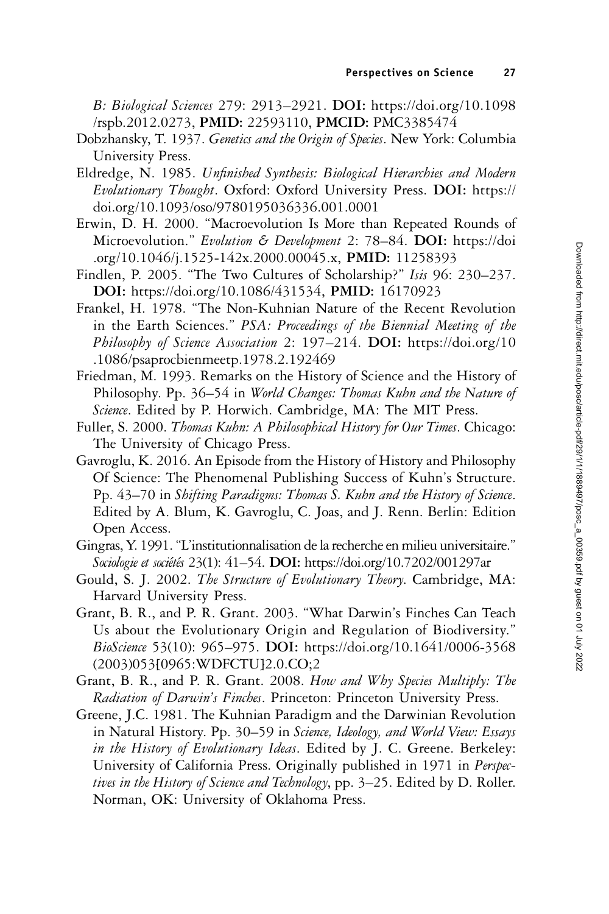*B: Biological Sciences* 279: 2913–2921. **DOI:** https://doi.org/10.1098/rspb.2012.0273, **PMID:** 22593110, **PMCID:** PMC3385474

Dobzhansky, T. 1937. *Genetics and the Origin of Species*. New York: Columbia University Press.

Eldredge, N. 1985. *Unfinished Synthesis: Biological Hierarchies and Modern Evolutionary Thought*. Oxford: Oxford University Press. **DOI:** https://doi.org/10.1093/oso/9780195036336.001.0001

Erwin, D. H. 2000. "Macroevolution Is More than Repeated Rounds of Microevolution." *Evolution & Development* 2: 78–84. **DOI:** https://doi.org/10.1046/j.1525-142x.2000.00045.x, **PMID:** 11258393

Findlen, P. 2005. "The Two Cultures of Scholarship?" *Isis* 96: 230–237. **DOI:** https://doi.org/10.1086/431534, **PMID:** 16170923

Frankel, H. 1978. "The Non-Kuhnian Nature of the Recent Revolution in the Earth Sciences." *PSA: Proceedings of the Biennial Meeting of the Philosophy of Science Association* 2: 197–214. **DOI:** https://doi.org/10.1086/psaprocbienmeetp.1978.2.192469

Friedman, M. 1993. Remarks on the History of Science and the History of Philosophy. Pp. 36–54 in *World Changes: Thomas Kuhn and the Nature of Science*. Edited by P. Horwich. Cambridge, MA: The MIT Press.

Fuller, S. 2000. *Thomas Kuhn: A Philosophical History for Our Times*. Chicago: The University of Chicago Press.

Gavroglu, K. 2016. An Episode from the History of History and Philosophy Of Science: The Phenomenal Publishing Success of Kuhn's Structure. Pp. 43–70 in *Shifting Paradigms: Thomas S. Kuhn and the History of Science*. Edited by A. Blum, K. Gavroglu, C. Joas, and J. Renn. Berlin: Edition Open Access.

Gingras, Y. 1991. "L'institutionnalisation de la recherche en milieu universitaire." *Sociologie et sociétés* 23(1): 41–54. **DOI:** https://doi.org/10.7202/001297ar

Gould, S. J. 2002. *The Structure of Evolutionary Theory*. Cambridge, MA: Harvard University Press.

Grant, B. R., and P. R. Grant. 2003. "What Darwin's Finches Can Teach Us about the Evolutionary Origin and Regulation of Biodiversity." *BioScience* 53(10): 965–975. **DOI:** https://doi.org/10.1641/0006-3568(2003)053[0965:WDFCTU]2.0.CO;2

Grant, B. R., and P. R. Grant. 2008. *How and Why Species Multiply: The Radiation of Darwin's Finches*. Princeton: Princeton University Press.

Greene, J.C. 1981. The Kuhnian Paradigm and the Darwinian Revolution in Natural History. Pp. 30–59 in *Science, Ideology, and World View: Essays in the History of Evolutionary Ideas*. Edited by J. C. Greene. Berkeley: University of California Press. Originally published in 1971 in *Perspectives in the History of Science and Technology*, pp. 3–25. Edited by D. Roller. Norman, OK: University of Oklahoma Press.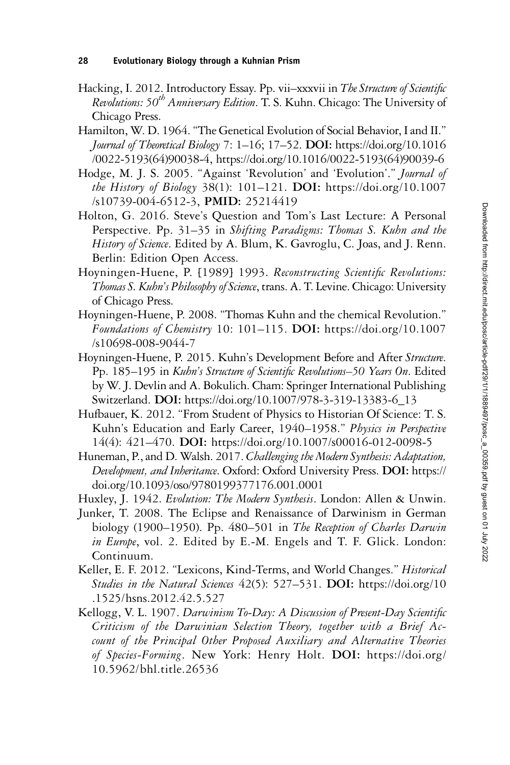Hacking, I. 2012. Introductory Essay. Pp. vii–xxxvii in *The Structure of Scientific Revolutions: 50$^{th}$ Anniversary Edition*. T. S. Kuhn. Chicago: The University of Chicago Press.

Hamilton, W. D. 1964. "The Genetical Evolution of Social Behavior, I and II." *Journal of Theoretical Biology* 7: 1–16; 17–52. **DOI:** https://doi.org/10.1016/0022-5193(64)90038-4, https://doi.org/10.1016/0022-5193(64)90039-6

Hodge, M. J. S. 2005. "Against 'Revolution' and 'Evolution'." *Journal of the History of Biology* 38(1): 101–121. **DOI:** https://doi.org/10.1007/s10739-004-6512-3, **PMID:** 25214419

Holton, G. 2016. Steve's Question and Tom's Last Lecture: A Personal Perspective. Pp. 31–35 in *Shifting Paradigms: Thomas S. Kuhn and the History of Science*. Edited by A. Blum, K. Gavroglu, C. Joas, and J. Renn. Berlin: Edition Open Access.

Hoyningen-Huene, P. [1989] 1993. *Reconstructing Scientific Revolutions: Thomas S. Kuhn's Philosophy of Science*, trans. A. T. Levine. Chicago: University of Chicago Press.

Hoyningen-Huene, P. 2008. "Thomas Kuhn and the chemical Revolution." *Foundations of Chemistry* 10: 101–115. **DOI:** https://doi.org/10.1007/s10698-008-9044-7

Hoyningen-Huene, P. 2015. Kuhn's Development Before and After *Structure*. Pp. 185–195 in *Kuhn's Structure of Scientific Revolutions–50 Years On*. Edited by W. J. Devlin and A. Bokulich. Cham: Springer International Publishing Switzerland. **DOI:** https://doi.org/10.1007/978-3-319-13383-6_13

Hufbauer, K. 2012. "From Student of Physics to Historian Of Science: T. S. Kuhn's Education and Early Career, 1940–1958." *Physics in Perspective* 14(4): 421–470. **DOI:** https://doi.org/10.1007/s00016-012-0098-5

Huneman, P., and D. Walsh. 2017. *Challenging the Modern Synthesis: Adaptation, Development, and Inheritance*. Oxford: Oxford University Press. **DOI:** https://doi.org/10.1093/oso/9780199377176.001.0001

Huxley, J. 1942. *Evolution: The Modern Synthesis*. London: Allen & Unwin.

Junker, T. 2008. The Eclipse and Renaissance of Darwinism in German biology (1900–1950). Pp. 480–501 in *The Reception of Charles Darwin in Europe*, vol. 2. Edited by E.-M. Engels and T. F. Glick. London: Continuum.

Keller, E. F. 2012. "Lexicons, Kind-Terms, and World Changes." *Historical Studies in the Natural Sciences* 42(5): 527–531. **DOI:** https://doi.org/10.1525/hsns.2012.42.5.527

Kellogg, V. L. 1907. *Darwinism To-Day: A Discussion of Present-Day Scientific Criticism of the Darwinian Selection Theory, together with a Brief Account of the Principal Other Proposed Auxiliary and Alternative Theories of Species-Forming*. New York: Henry Holt. **DOI:** https://doi.org/10.5962/bhl.title.26536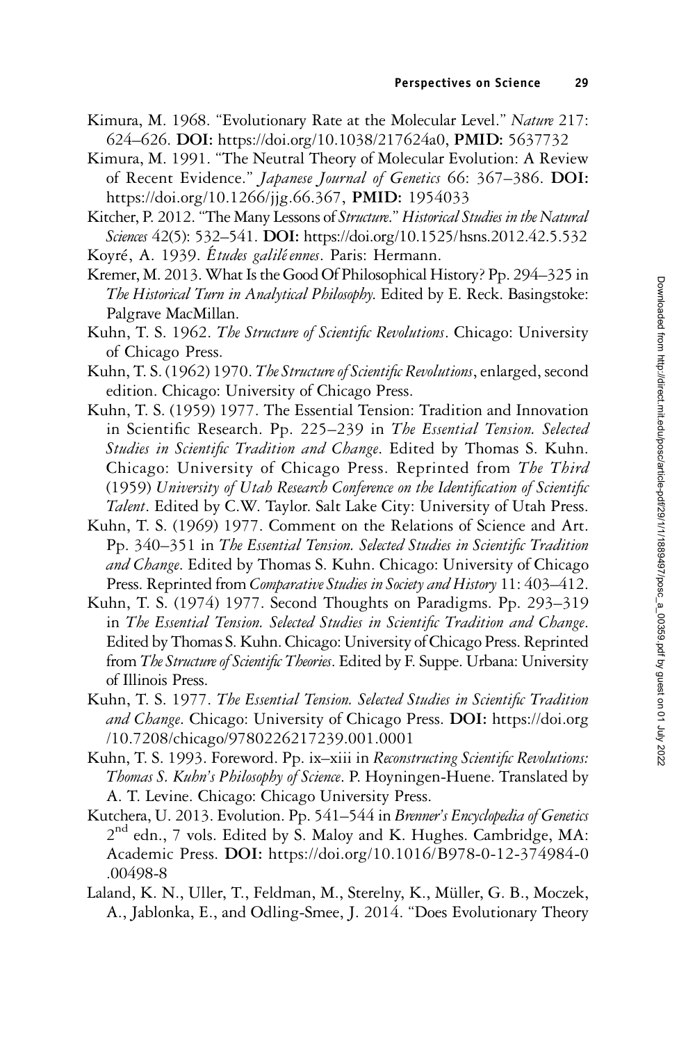Kimura, M. 1968. "Evolutionary Rate at the Molecular Level." *Nature* 217: 624–626. **DOI:** https://doi.org/10.1038/217624a0, **PMID:** 5637732

Kimura, M. 1991. "The Neutral Theory of Molecular Evolution: A Review of Recent Evidence." *Japanese Journal of Genetics* 66: 367–386. **DOI:** https://doi.org/10.1266/jjg.66.367, **PMID:** 1954033

Kitcher, P. 2012. "The Many Lessons of *Structure*." *Historical Studies in the Natural Sciences* 42(5): 532–541. **DOI:** https://doi.org/10.1525/hsns.2012.42.5.532

Koyré, A. 1939. *Études galiléennes*. Paris: Hermann.

Kremer, M. 2013. What Is the Good Of Philosophical History? Pp. 294–325 in *The Historical Turn in Analytical Philosophy*. Edited by E. Reck. Basingstoke: Palgrave MacMillan.

Kuhn, T. S. 1962. *The Structure of Scientific Revolutions*. Chicago: University of Chicago Press.

Kuhn, T. S. (1962) 1970. *The Structure of Scientific Revolutions*, enlarged, second edition. Chicago: University of Chicago Press.

Kuhn, T. S. (1959) 1977. The Essential Tension: Tradition and Innovation in Scientific Research. Pp. 225–239 in *The Essential Tension. Selected Studies in Scientific Tradition and Change*. Edited by Thomas S. Kuhn. Chicago: University of Chicago Press. Reprinted from *The Third* (1959) *University of Utah Research Conference on the Identification of Scientific Talent*. Edited by C.W. Taylor. Salt Lake City: University of Utah Press.

Kuhn, T. S. (1969) 1977. Comment on the Relations of Science and Art. Pp. 340–351 in *The Essential Tension. Selected Studies in Scientific Tradition and Change*. Edited by Thomas S. Kuhn. Chicago: University of Chicago Press. Reprinted from *Comparative Studies in Society and History* 11: 403–412.

Kuhn, T. S. (1974) 1977. Second Thoughts on Paradigms. Pp. 293–319 in *The Essential Tension. Selected Studies in Scientific Tradition and Change*. Edited by Thomas S. Kuhn. Chicago: University of Chicago Press. Reprinted from *The Structure of Scientific Theories*. Edited by F. Suppe. Urbana: University of Illinois Press.

Kuhn, T. S. 1977. *The Essential Tension. Selected Studies in Scientific Tradition and Change*. Chicago: University of Chicago Press. **DOI:** https://doi.org/10.7208/chicago/9780226217239.001.0001

Kuhn, T. S. 1993. Foreword. Pp. ix–xiii in *Reconstructing Scientific Revolutions: Thomas S. Kuhn's Philosophy of Science*. P. Hoyningen-Huene. Translated by A. T. Levine. Chicago: Chicago University Press.

Kutchera, U. 2013. Evolution. Pp. 541–544 in *Brenner's Encyclopedia of Genetics* 2nd edn., 7 vols. Edited by S. Maloy and K. Hughes. Cambridge, MA: Academic Press. **DOI:** https://doi.org/10.1016/B978-0-12-374984-0.00498-8

Laland, K. N., Uller, T., Feldman, M., Sterelny, K., Müller, G. B., Moczek, A., Jablonka, E., and Odling-Smee, J. 2014. "Does Evolutionary Theory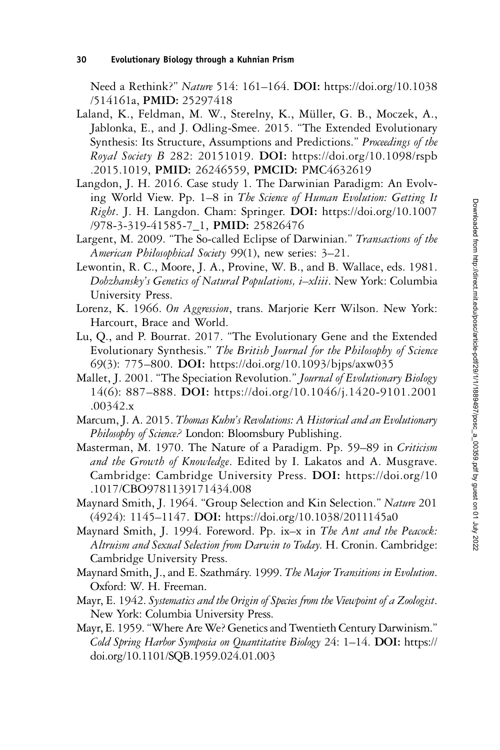Need a Rethink?" *Nature* 514: 161–164. **DOI:** https://doi.org/10.1038/514161a, **PMID:** 25297418

Laland, K., Feldman, M. W., Sterelny, K., Müller, G. B., Moczek, A., Jablonka, E., and J. Odling-Smee. 2015. "The Extended Evolutionary Synthesis: Its Structure, Assumptions and Predictions." *Proceedings of the Royal Society B* 282: 20151019. **DOI:** https://doi.org/10.1098/rspb.2015.1019, **PMID:** 26246559, **PMCID:** PMC4632619

Langdon, J. H. 2016. Case study 1. The Darwinian Paradigm: An Evolving World View. Pp. 1–8 in *The Science of Human Evolution: Getting It Right*. J. H. Langdon. Cham: Springer. **DOI:** https://doi.org/10.1007/978-3-319-41585-7_1, **PMID:** 25826476

Largent, M. 2009. "The So-called Eclipse of Darwinian." *Transactions of the American Philosophical Society* 99(1), new series: 3–21.

Lewontin, R. C., Moore, J. A., Provine, W. B., and B. Wallace, eds. 1981. *Dobzhansky's Genetics of Natural Populations, i–xliii*. New York: Columbia University Press.

Lorenz, K. 1966. *On Aggression*, trans. Marjorie Kerr Wilson. New York: Harcourt, Brace and World.

Lu, Q., and P. Bourrat. 2017. "The Evolutionary Gene and the Extended Evolutionary Synthesis." *The British Journal for the Philosophy of Science* 69(3): 775–800. **DOI:** https://doi.org/10.1093/bjps/axw035

Mallet, J. 2001. "The Speciation Revolution." *Journal of Evolutionary Biology* 14(6): 887–888. **DOI:** https://doi.org/10.1046/j.1420-9101.2001.00342.x

Marcum, J. A. 2015. *Thomas Kuhn's Revolutions: A Historical and an Evolutionary Philosophy of Science?* London: Bloomsbury Publishing.

Masterman, M. 1970. The Nature of a Paradigm. Pp. 59–89 in *Criticism and the Growth of Knowledge*. Edited by I. Lakatos and A. Musgrave. Cambridge: Cambridge University Press. **DOI:** https://doi.org/10.1017/CBO9781139171434.008

Maynard Smith, J. 1964. "Group Selection and Kin Selection." *Nature* 201 (4924): 1145–1147. **DOI:** https://doi.org/10.1038/2011145a0

Maynard Smith, J. 1994. Foreword. Pp. ix–x in *The Ant and the Peacock: Altruism and Sexual Selection from Darwin to Today*. H. Cronin. Cambridge: Cambridge University Press.

Maynard Smith, J., and E. Szathmáry. 1999. *The Major Transitions in Evolution*. Oxford: W. H. Freeman.

Mayr, E. 1942. *Systematics and the Origin of Species from the Viewpoint of a Zoologist*. New York: Columbia University Press.

Mayr, E. 1959. "Where Are We? Genetics and Twentieth Century Darwinism." *Cold Spring Harbor Symposia on Quantitative Biology* 24: 1–14. **DOI:** https://doi.org/10.1101/SQB.1959.024.01.003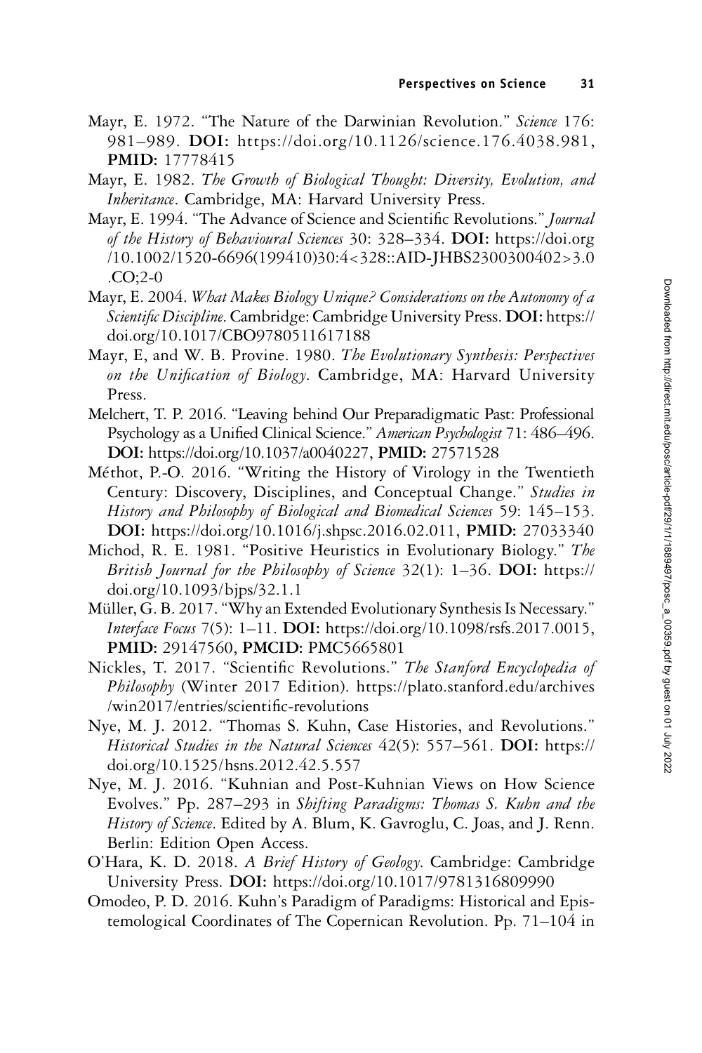Mayr, E. 1972. "The Nature of the Darwinian Revolution." *Science* 176: 981–989. **DOI:** https://doi.org/10.1126/science.176.4038.981, **PMID:** 17778415

Mayr, E. 1982. *The Growth of Biological Thought: Diversity, Evolution, and Inheritance*. Cambridge, MA: Harvard University Press.

Mayr, E. 1994. "The Advance of Science and Scientific Revolutions." *Journal of the History of Behavioural Sciences* 30: 328–334. **DOI:** https://doi.org/10.1002/1520-6696(199410)30:4<328::AID-JHBS2300300402>3.0.CO;2-0

Mayr, E. 2004. *What Makes Biology Unique? Considerations on the Autonomy of a Scientific Discipline*. Cambridge: Cambridge University Press. **DOI:** https://doi.org/10.1017/CBO9780511617188

Mayr, E, and W. B. Provine. 1980. *The Evolutionary Synthesis: Perspectives on the Unification of Biology*. Cambridge, MA: Harvard University Press.

Melchert, T. P. 2016. "Leaving behind Our Preparadigmatic Past: Professional Psychology as a Unified Clinical Science." *American Psychologist* 71: 486–496. **DOI:** https://doi.org/10.1037/a0040227, **PMID:** 27571528

Méthot, P.-O. 2016. "Writing the History of Virology in the Twentieth Century: Discovery, Disciplines, and Conceptual Change." *Studies in History and Philosophy of Biological and Biomedical Sciences* 59: 145–153. **DOI:** https://doi.org/10.1016/j.shpsc.2016.02.011, **PMID:** 27033340

Michod, R. E. 1981. "Positive Heuristics in Evolutionary Biology." *The British Journal for the Philosophy of Science* 32(1): 1–36. **DOI:** https://doi.org/10.1093/bjps/32.1.1

Müller, G. B. 2017. "Why an Extended Evolutionary Synthesis Is Necessary." *Interface Focus* 7(5): 1–11. **DOI:** https://doi.org/10.1098/rsfs.2017.0015, **PMID:** 29147560, **PMCID:** PMC5665801

Nickles, T. 2017. "Scientific Revolutions." *The Stanford Encyclopedia of Philosophy* (Winter 2017 Edition). https://plato.stanford.edu/archives/win2017/entries/scientific-revolutions

Nye, M. J. 2012. "Thomas S. Kuhn, Case Histories, and Revolutions." *Historical Studies in the Natural Sciences* 42(5): 557–561. **DOI:** https://doi.org/10.1525/hsns.2012.42.5.557

Nye, M. J. 2016. "Kuhnian and Post-Kuhnian Views on How Science Evolves." Pp. 287–293 in *Shifting Paradigms: Thomas S. Kuhn and the History of Science*. Edited by A. Blum, K. Gavroglu, C. Joas, and J. Renn. Berlin: Edition Open Access.

O'Hara, K. D. 2018. *A Brief History of Geology*. Cambridge: Cambridge University Press. **DOI:** https://doi.org/10.1017/9781316809990

Omodeo, P. D. 2016. Kuhn's Paradigm of Paradigms: Historical and Epistemological Coordinates of The Copernican Revolution. Pp. 71–104 in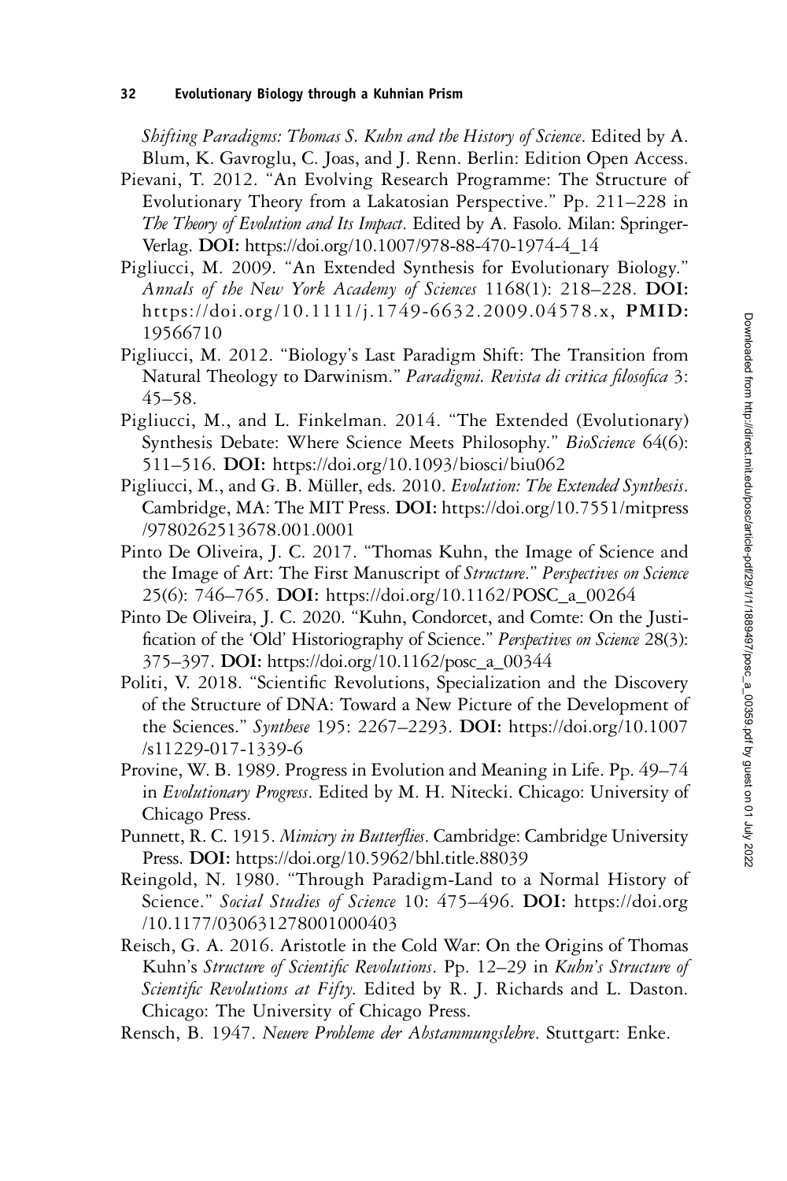*Shifting Paradigms: Thomas S. Kuhn and the History of Science*. Edited by A. Blum, K. Gavroglu, C. Joas, and J. Renn. Berlin: Edition Open Access.

Pievani, T. 2012. "An Evolving Research Programme: The Structure of Evolutionary Theory from a Lakatosian Perspective." Pp. 211–228 in *The Theory of Evolution and Its Impact*. Edited by A. Fasolo. Milan: Springer-Verlag. **DOI:** https://doi.org/10.1007/978-88-470-1974-4_14

Pigliucci, M. 2009. "An Extended Synthesis for Evolutionary Biology." *Annals of the New York Academy of Sciences* 1168(1): 218–228. **DOI:** https://doi.org/10.1111/j.1749-6632.2009.04578.x, **PMID:** 19566710

Pigliucci, M. 2012. "Biology's Last Paradigm Shift: The Transition from Natural Theology to Darwinism." *Paradigmi. Revista di critica filosofica* 3: 45–58.

Pigliucci, M., and L. Finkelman. 2014. "The Extended (Evolutionary) Synthesis Debate: Where Science Meets Philosophy." *BioScience* 64(6): 511–516. **DOI:** https://doi.org/10.1093/biosci/biu062

Pigliucci, M., and G. B. Müller, eds. 2010. *Evolution: The Extended Synthesis*. Cambridge, MA: The MIT Press. **DOI:** https://doi.org/10.7551/mitpress/9780262513678.001.0001

Pinto De Oliveira, J. C. 2017. "Thomas Kuhn, the Image of Science and the Image of Art: The First Manuscript of *Structure*." *Perspectives on Science* 25(6): 746–765. **DOI:** https://doi.org/10.1162/POSC_a_00264

Pinto De Oliveira, J. C. 2020. "Kuhn, Condorcet, and Comte: On the Justification of the 'Old' Historiography of Science." *Perspectives on Science* 28(3): 375–397. **DOI:** https://doi.org/10.1162/posc_a_00344

Politi, V. 2018. "Scientific Revolutions, Specialization and the Discovery of the Structure of DNA: Toward a New Picture of the Development of the Sciences." *Synthese* 195: 2267–2293. **DOI:** https://doi.org/10.1007/s11229-017-1339-6

Provine, W. B. 1989. Progress in Evolution and Meaning in Life. Pp. 49–74 in *Evolutionary Progress*. Edited by M. H. Nitecki. Chicago: University of Chicago Press.

Punnett, R. C. 1915. *Mimicry in Butterflies*. Cambridge: Cambridge University Press. **DOI:** https://doi.org/10.5962/bhl.title.88039

Reingold, N. 1980. "Through Paradigm-Land to a Normal History of Science." *Social Studies of Science* 10: 475–496. **DOI:** https://doi.org/10.1177/030631278001000403

Reisch, G. A. 2016. Aristotle in the Cold War: On the Origins of Thomas Kuhn's *Structure of Scientific Revolutions*. Pp. 12–29 in *Kuhn's Structure of Scientific Revolutions at Fifty*. Edited by R. J. Richards and L. Daston. Chicago: The University of Chicago Press.

Rensch, B. 1947. *Neuere Probleme der Abstammungslehre*. Stuttgart: Enke.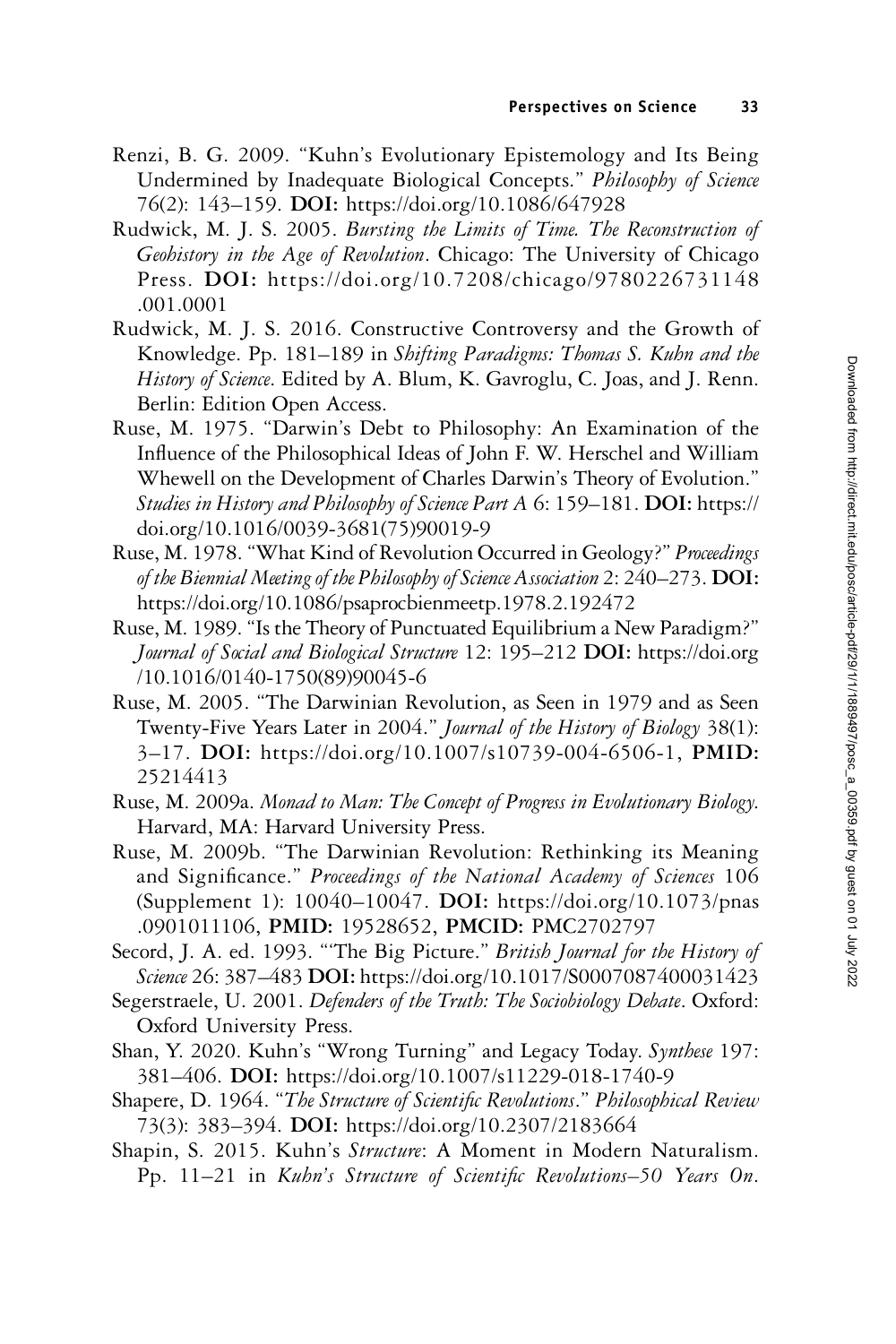Renzi, B. G. 2009. "Kuhn's Evolutionary Epistemology and Its Being Undermined by Inadequate Biological Concepts." *Philosophy of Science* 76(2): 143–159. **DOI:** https://doi.org/10.1086/647928

Rudwick, M. J. S. 2005. *Bursting the Limits of Time. The Reconstruction of Geohistory in the Age of Revolution*. Chicago: The University of Chicago Press. **DOI:** https://doi.org/10.7208/chicago/9780226731148.001.0001

Rudwick, M. J. S. 2016. Constructive Controversy and the Growth of Knowledge. Pp. 181–189 in *Shifting Paradigms: Thomas S. Kuhn and the History of Science*. Edited by A. Blum, K. Gavroglu, C. Joas, and J. Renn. Berlin: Edition Open Access.

Ruse, M. 1975. "Darwin's Debt to Philosophy: An Examination of the Influence of the Philosophical Ideas of John F. W. Herschel and William Whewell on the Development of Charles Darwin's Theory of Evolution." *Studies in History and Philosophy of Science Part A* 6: 159–181. **DOI:** https://doi.org/10.1016/0039-3681(75)90019-9

Ruse, M. 1978. "What Kind of Revolution Occurred in Geology?" *Proceedings of the Biennial Meeting of the Philosophy of Science Association* 2: 240–273. **DOI:** https://doi.org/10.1086/psaprocbienmeetp.1978.2.192472

Ruse, M. 1989. "Is the Theory of Punctuated Equilibrium a New Paradigm?" *Journal of Social and Biological Structure* 12: 195–212 **DOI:** https://doi.org/10.1016/0140-1750(89)90045-6

Ruse, M. 2005. "The Darwinian Revolution, as Seen in 1979 and as Seen Twenty-Five Years Later in 2004." *Journal of the History of Biology* 38(1): 3–17. **DOI:** https://doi.org/10.1007/s10739-004-6506-1, **PMID:** 25214413

Ruse, M. 2009a. *Monad to Man: The Concept of Progress in Evolutionary Biology*. Harvard, MA: Harvard University Press.

Ruse, M. 2009b. "The Darwinian Revolution: Rethinking its Meaning and Significance." *Proceedings of the National Academy of Sciences* 106 (Supplement 1): 10040–10047. **DOI:** https://doi.org/10.1073/pnas.0901011106, **PMID:** 19528652, **PMCID:** PMC2702797

Secord, J. A. ed. 1993. "'The Big Picture." *British Journal for the History of Science* 26: 387–483 **DOI:** https://doi.org/10.1017/S0007087400031423

Segerstraele, U. 2001. *Defenders of the Truth: The Sociobiology Debate*. Oxford: Oxford University Press.

Shan, Y. 2020. Kuhn's "Wrong Turning" and Legacy Today. *Synthese* 197: 381–406. **DOI:** https://doi.org/10.1007/s11229-018-1740-9

Shapere, D. 1964. "*The Structure of Scientific Revolutions*." *Philosophical Review* 73(3): 383–394. **DOI:** https://doi.org/10.2307/2183664

Shapin, S. 2015. Kuhn's *Structure*: A Moment in Modern Naturalism. Pp. 11–21 in *Kuhn's Structure of Scientific Revolutions–50 Years On*.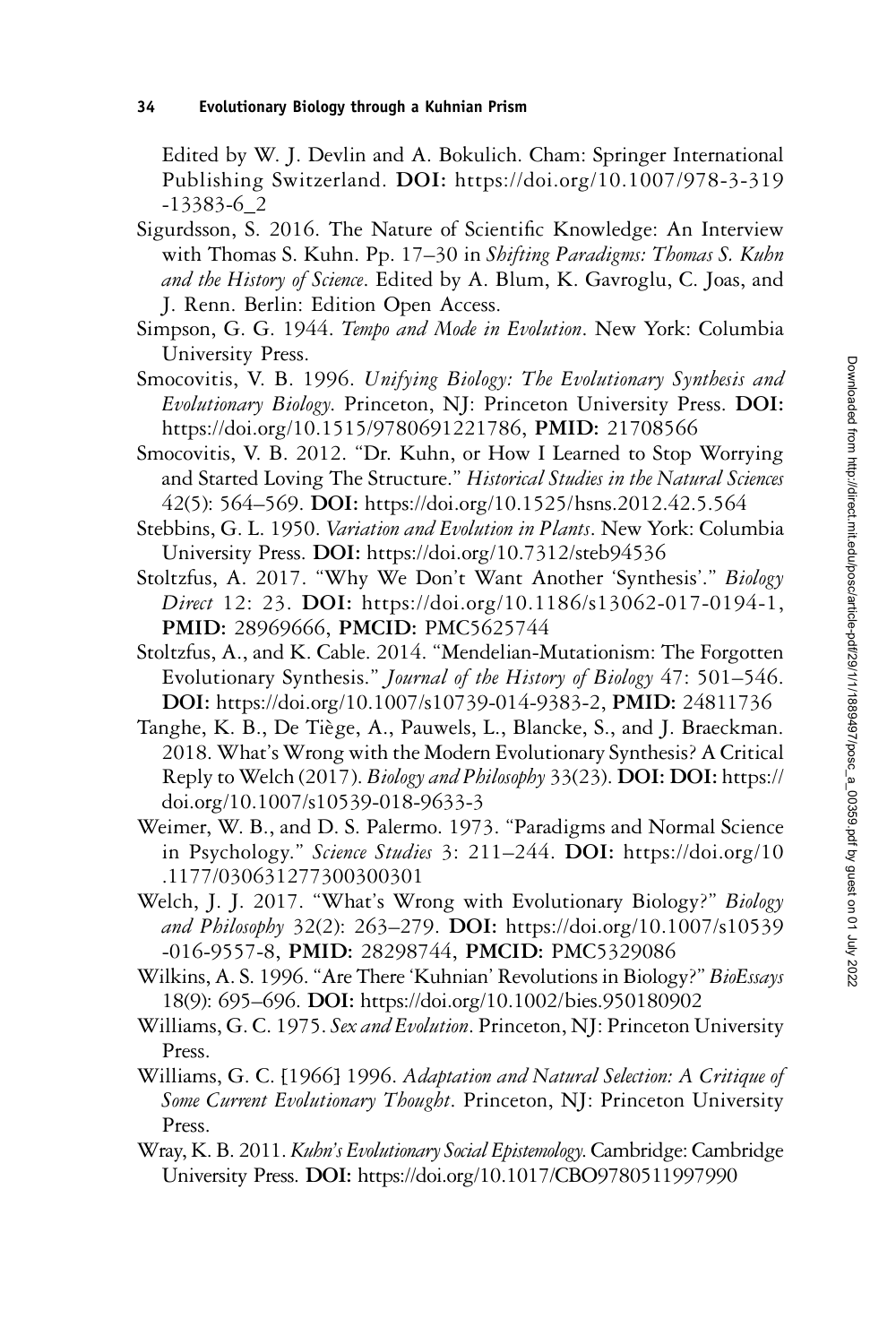Edited by W. J. Devlin and A. Bokulich. Cham: Springer International Publishing Switzerland. **DOI:** https://doi.org/10.1007/978-3-319-13383-6_2

Sigurdsson, S. 2016. The Nature of Scientific Knowledge: An Interview with Thomas S. Kuhn. Pp. 17–30 in *Shifting Paradigms: Thomas S. Kuhn and the History of Science*. Edited by A. Blum, K. Gavroglu, C. Joas, and J. Renn. Berlin: Edition Open Access.

Simpson, G. G. 1944. *Tempo and Mode in Evolution*. New York: Columbia University Press.

Smocovitis, V. B. 1996. *Unifying Biology: The Evolutionary Synthesis and Evolutionary Biology*. Princeton, NJ: Princeton University Press. **DOI:** https://doi.org/10.1515/9780691221786, **PMID:** 21708566

Smocovitis, V. B. 2012. "Dr. Kuhn, or How I Learned to Stop Worrying and Started Loving The Structure." *Historical Studies in the Natural Sciences* 42(5): 564–569. **DOI:** https://doi.org/10.1525/hsns.2012.42.5.564

Stebbins, G. L. 1950. *Variation and Evolution in Plants*. New York: Columbia University Press. **DOI:** https://doi.org/10.7312/steb94536

Stoltzfus, A. 2017. "Why We Don't Want Another 'Synthesis'." *Biology Direct* 12: 23. **DOI:** https://doi.org/10.1186/s13062-017-0194-1, **PMID:** 28969666, **PMCID:** PMC5625744

Stoltzfus, A., and K. Cable. 2014. "Mendelian-Mutationism: The Forgotten Evolutionary Synthesis." *Journal of the History of Biology* 47: 501–546. **DOI:** https://doi.org/10.1007/s10739-014-9383-2, **PMID:** 24811736

Tanghe, K. B., De Tiège, A., Pauwels, L., Blancke, S., and J. Braeckman. 2018. What's Wrong with the Modern Evolutionary Synthesis? A Critical Reply to Welch (2017). *Biology and Philosophy* 33(23). **DOI: DOI:** https://doi.org/10.1007/s10539-018-9633-3

Weimer, W. B., and D. S. Palermo. 1973. "Paradigms and Normal Science in Psychology." *Science Studies* 3: 211–244. **DOI:** https://doi.org/10.1177/030631277300300301

Welch, J. J. 2017. "What's Wrong with Evolutionary Biology?" *Biology and Philosophy* 32(2): 263–279. **DOI:** https://doi.org/10.1007/s10539-016-9557-8, **PMID:** 28298744, **PMCID:** PMC5329086

Wilkins, A. S. 1996. "Are There 'Kuhnian' Revolutions in Biology?" *BioEssays* 18(9): 695–696. **DOI:** https://doi.org/10.1002/bies.950180902

Williams, G. C. 1975. *Sex and Evolution*. Princeton, NJ: Princeton University Press.

Williams, G. C. [1966] 1996. *Adaptation and Natural Selection: A Critique of Some Current Evolutionary Thought*. Princeton, NJ: Princeton University Press.

Wray, K. B. 2011. *Kuhn's Evolutionary Social Epistemology*. Cambridge: Cambridge University Press. **DOI:** https://doi.org/10.1017/CBO9780511997990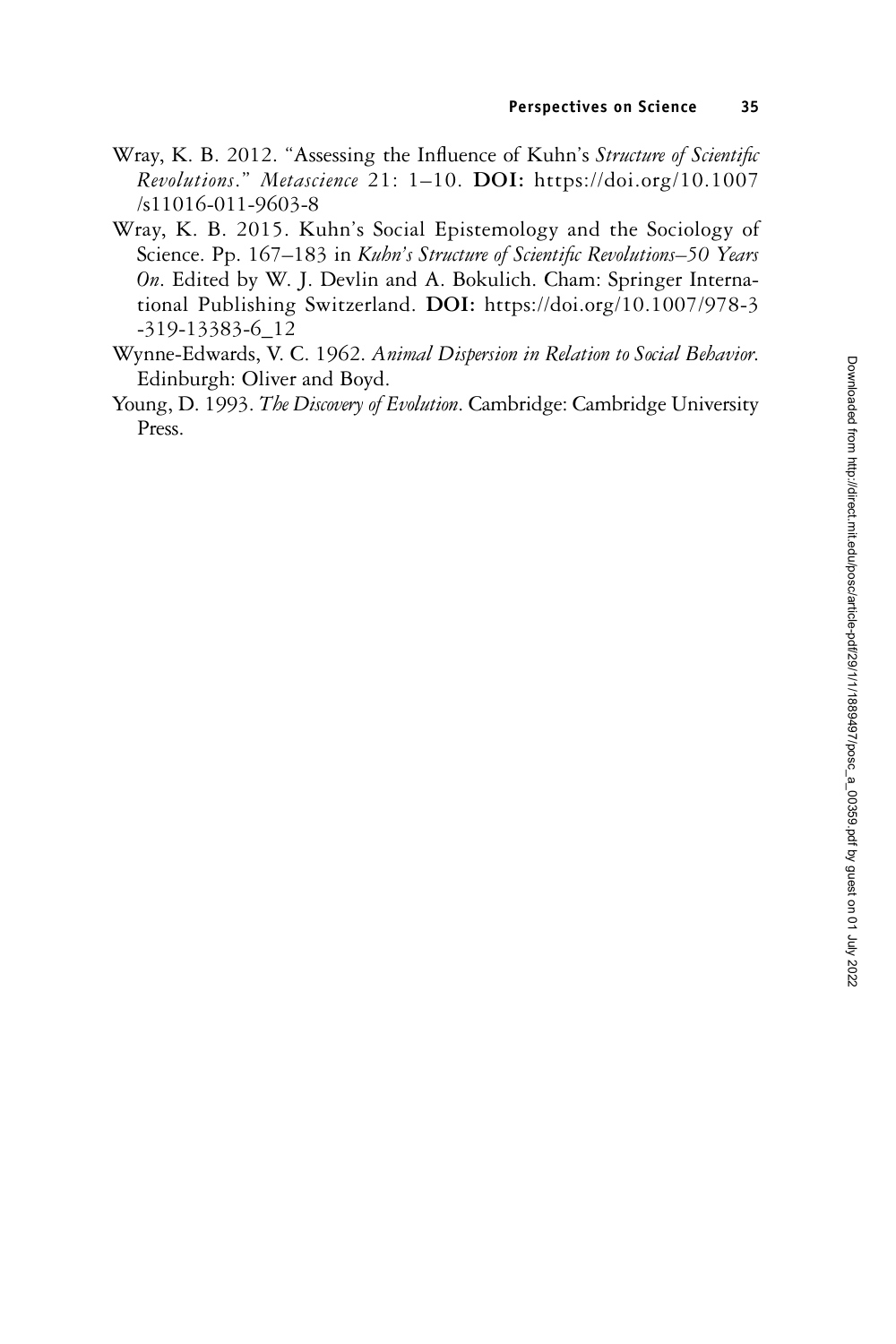Wray, K. B. 2012. "Assessing the Influence of Kuhn's *Structure of Scientific Revolutions*." *Metascience* 21: 1–10. **DOI:** https://doi.org/10.1007/s11016-011-9603-8

Wray, K. B. 2015. Kuhn's Social Epistemology and the Sociology of Science. Pp. 167–183 in *Kuhn's Structure of Scientific Revolutions–50 Years On*. Edited by W. J. Devlin and A. Bokulich. Cham: Springer International Publishing Switzerland. **DOI:** https://doi.org/10.1007/978-3-319-13383-6_12

Wynne-Edwards, V. C. 1962. *Animal Dispersion in Relation to Social Behavior*. Edinburgh: Oliver and Boyd.

Young, D. 1993. *The Discovery of Evolution*. Cambridge: Cambridge University Press.